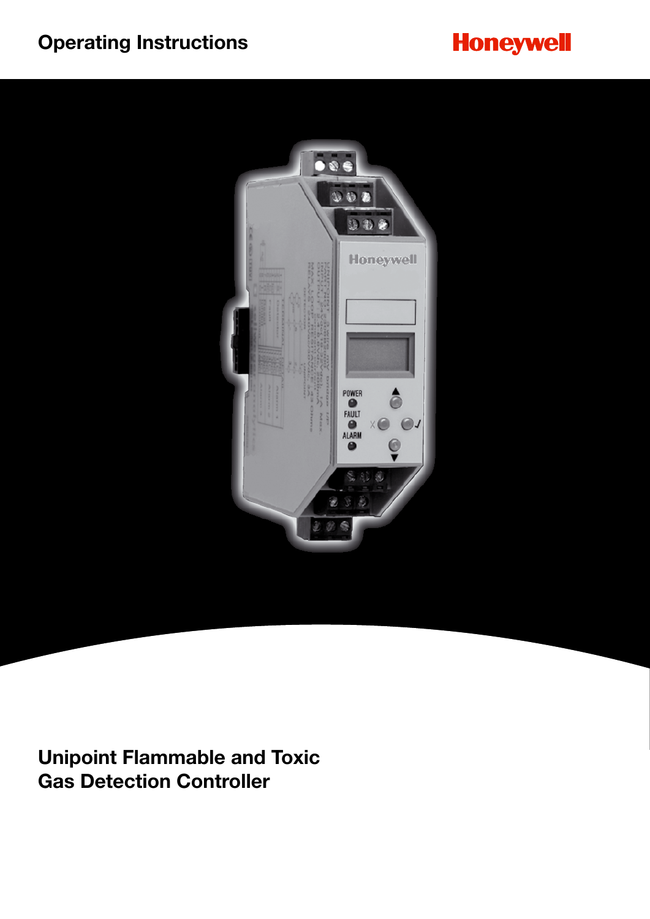Operating Instructions

Honeywell

# Unipoint Flammable and Toxic Gas Detection Controller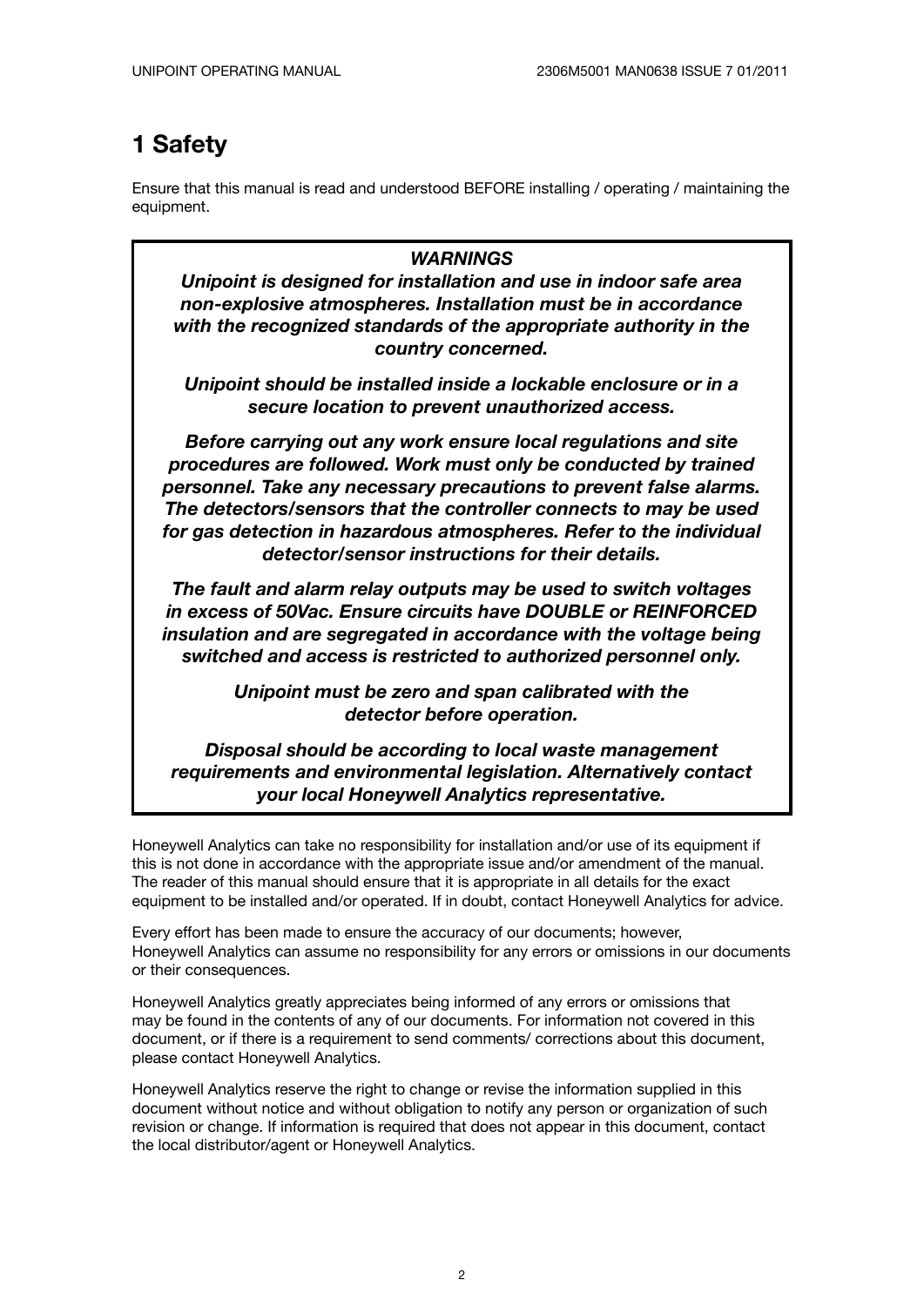# 1 Safety

Ensure that this manual is read and understood BEFORE installing / operating / maintaining the equipment.

***WARNINGS***

***Unipoint is designed for installation and use in indoor safe area non-explosive atmospheres. Installation must be in accordance with the recognized standards of the appropriate authority in the country concerned.***

***Unipoint should be installed inside a lockable enclosure or in a secure location to prevent unauthorized access.***

***Before carrying out any work ensure local regulations and site procedures are followed. Work must only be conducted by trained personnel. Take any necessary precautions to prevent false alarms. The detectors/sensors that the controller connects to may be used for gas detection in hazardous atmospheres. Refer to the individual detector/sensor instructions for their details.***

***The fault and alarm relay outputs may be used to switch voltages in excess of 50Vac. Ensure circuits have DOUBLE or REINFORCED insulation and are segregated in accordance with the voltage being switched and access is restricted to authorized personnel only.***

***Unipoint must be zero and span calibrated with the detector before operation.***

***Disposal should be according to local waste management requirements and environmental legislation. Alternatively contact your local Honeywell Analytics representative.***

Honeywell Analytics can take no responsibility for installation and/or use of its equipment if this is not done in accordance with the appropriate issue and/or amendment of the manual. The reader of this manual should ensure that it is appropriate in all details for the exact equipment to be installed and/or operated. If in doubt, contact Honeywell Analytics for advice.

Every effort has been made to ensure the accuracy of our documents; however, Honeywell Analytics can assume no responsibility for any errors or omissions in our documents or their consequences.

Honeywell Analytics greatly appreciates being informed of any errors or omissions that may be found in the contents of any of our documents. For information not covered in this document, or if there is a requirement to send comments/ corrections about this document, please contact Honeywell Analytics.

Honeywell Analytics reserve the right to change or revise the information supplied in this document without notice and without obligation to notify any person or organization of such revision or change. If information is required that does not appear in this document, contact the local distributor/agent or Honeywell Analytics.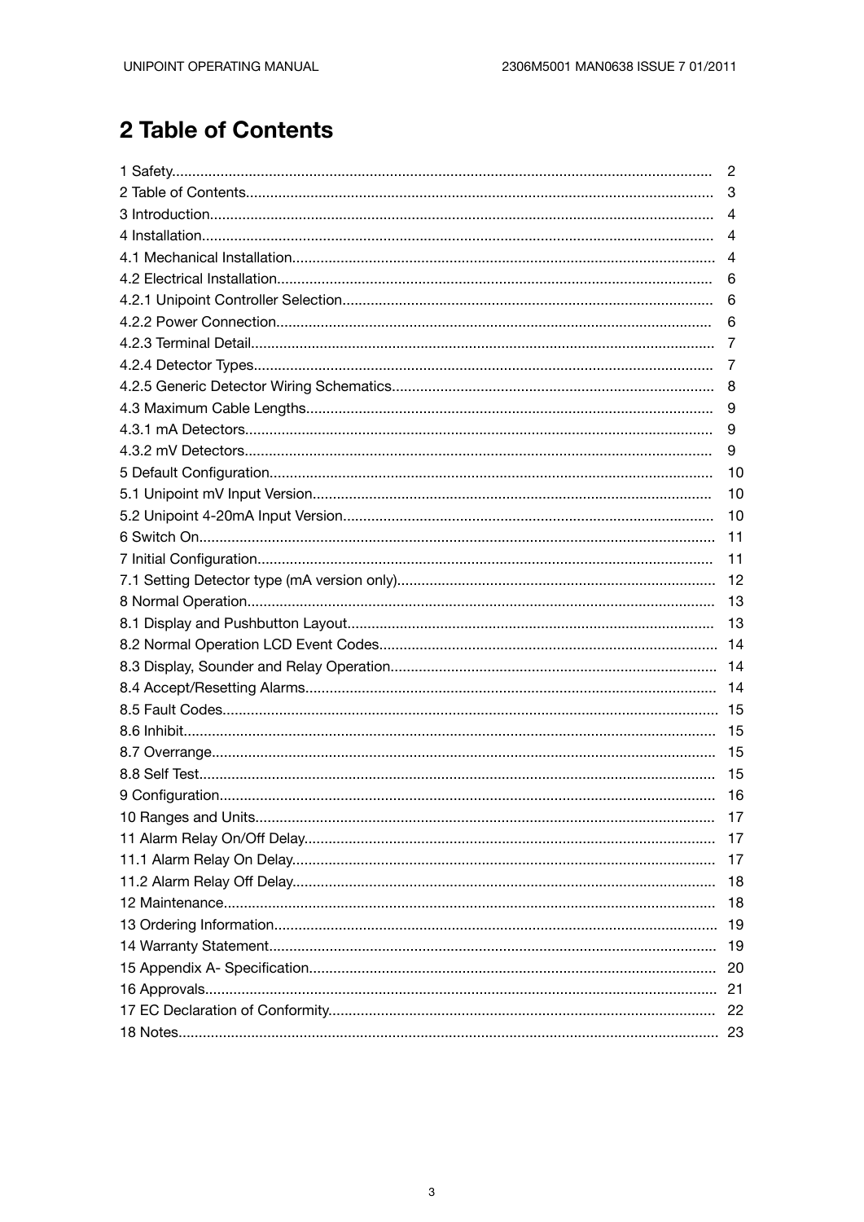# 2 Table of Contents

1 Safety........................................................................................................................ 2
2 Table of Contents...................................................................................................... 3
3 Introduction............................................................................................................... 4
4 Installation................................................................................................................. 4
4.1 Mechanical Installation........................................................................................... 4
4.2 Electrical Installation............................................................................................... 6
4.2.1 Unipoint Controller Selection............................................................................... 6
4.2.2 Power Connection............................................................................................... 6
4.2.3 Terminal Detail..................................................................................................... 7
4.2.4 Detector Types..................................................................................................... 7
4.2.5 Generic Detector Wiring Schematics.................................................................. 8
4.3 Maximum Cable Lengths........................................................................................ 9
4.3.1 mA Detectors....................................................................................................... 9
4.3.2 mV Detectors....................................................................................................... 9
5 Default Configuration................................................................................................. 10
5.1 Unipoint mV Input Version...................................................................................... 10
5.2 Unipoint 4-20mA Input Version.............................................................................. 10
6 Switch On.................................................................................................................. 11
7 Initial Configuration.................................................................................................... 11
7.1 Setting Detector type (mA version only)................................................................. 12
8 Normal Operation...................................................................................................... 13
8.1 Display and Pushbutton Layout.............................................................................. 13
8.2 Normal Operation LCD Event Codes...................................................................... 14
8.3 Display, Sounder and Relay Operation................................................................... 14
8.4 Accept/Resetting Alarms........................................................................................ 14
8.5 Fault Codes............................................................................................................ 15
8.6 Inhibit...................................................................................................................... 15
8.7 Overrange............................................................................................................... 15
8.8 Self Test.................................................................................................................. 15
9 Configuration............................................................................................................. 16
10 Ranges and Units..................................................................................................... 17
11 Alarm Relay On/Off Delay........................................................................................ 17
11.1 Alarm Relay On Delay........................................................................................... 17
11.2 Alarm Relay Off Delay........................................................................................... 18
12 Maintenance............................................................................................................ 18
13 Ordering Information................................................................................................ 19
14 Warranty Statement.................................................................................................. 19
15 Appendix A- Specification........................................................................................ 20
16 Approvals................................................................................................................. 21
17 EC Declaration of Conformity.................................................................................. 22
18 Notes....................................................................................................................... 23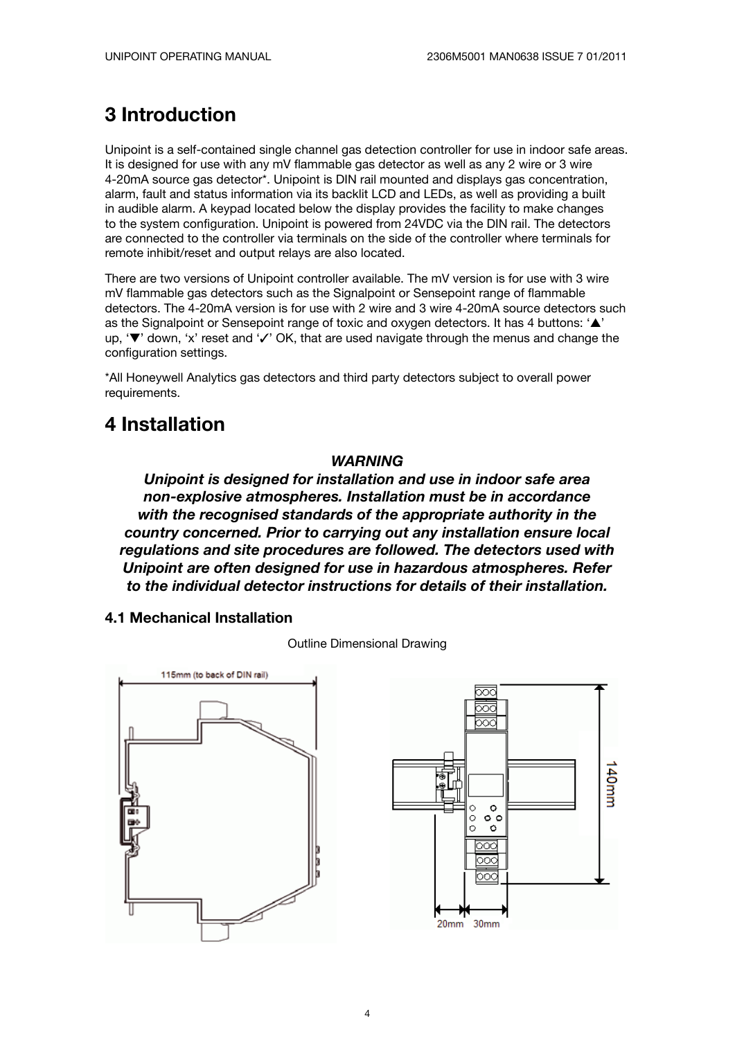# 3 Introduction

Unipoint is a self-contained single channel gas detection controller for use in indoor safe areas. It is designed for use with any mV flammable gas detector as well as any 2 wire or 3 wire 4-20mA source gas detector*. Unipoint is DIN rail mounted and displays gas concentration, alarm, fault and status information via its backlit LCD and LEDs, as well as providing a built in audible alarm. A keypad located below the display provides the facility to make changes to the system configuration. Unipoint is powered from 24VDC via the DIN rail. The detectors are connected to the controller via terminals on the side of the controller where terminals for remote inhibit/reset and output relays are also located.

There are two versions of Unipoint controller available. The mV version is for use with 3 wire mV flammable gas detectors such as the Signalpoint or Sensepoint range of flammable detectors. The 4-20mA version is for use with 2 wire and 3 wire 4-20mA source detectors such as the Signalpoint or Sensepoint range of toxic and oxygen detectors. It has 4 buttons: '▲' up, '▼' down, 'x' reset and '✓' OK, that are used navigate through the menus and change the configuration settings.

*All Honeywell Analytics gas detectors and third party detectors subject to overall power requirements.

# 4 Installation

***WARNING***

***Unipoint is designed for installation and use in indoor safe area non-explosive atmospheres. Installation must be in accordance with the recognised standards of the appropriate authority in the country concerned. Prior to carrying out any installation ensure local regulations and site procedures are followed. The detectors used with Unipoint are often designed for use in hazardous atmospheres. Refer to the individual detector instructions for details of their installation.***

## 4.1 Mechanical Installation

Outline Dimensional Drawing

115mm (to back of DIN rail)

140mm

20mm 30mm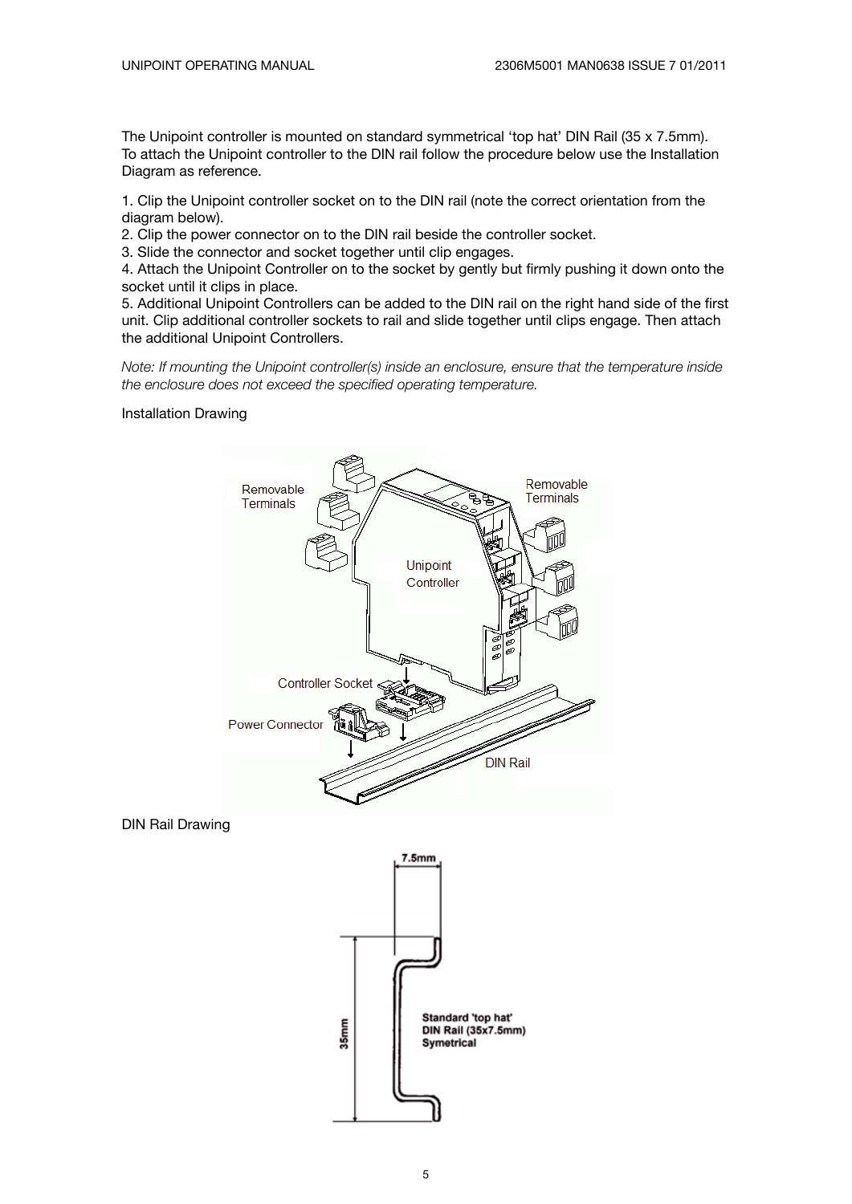The Unipoint controller is mounted on standard symmetrical 'top hat' DIN Rail (35 x 7.5mm). To attach the Unipoint controller to the DIN rail follow the procedure below use the Installation Diagram as reference.

1. Clip the Unipoint controller socket on to the DIN rail (note the correct orientation from the diagram below).
2. Clip the power connector on to the DIN rail beside the controller socket.
3. Slide the connector and socket together until clip engages.
4. Attach the Unipoint Controller on to the socket by gently but firmly pushing it down onto the socket until it clips in place.
5. Additional Unipoint Controllers can be added to the DIN rail on the right hand side of the first unit. Clip additional controller sockets to rail and slide together until clips engage. Then attach the additional Unipoint Controllers.

*Note: If mounting the Unipoint controller(s) inside an enclosure, ensure that the temperature inside the enclosure does not exceed the specified operating temperature.*

Installation Drawing

DIN Rail Drawing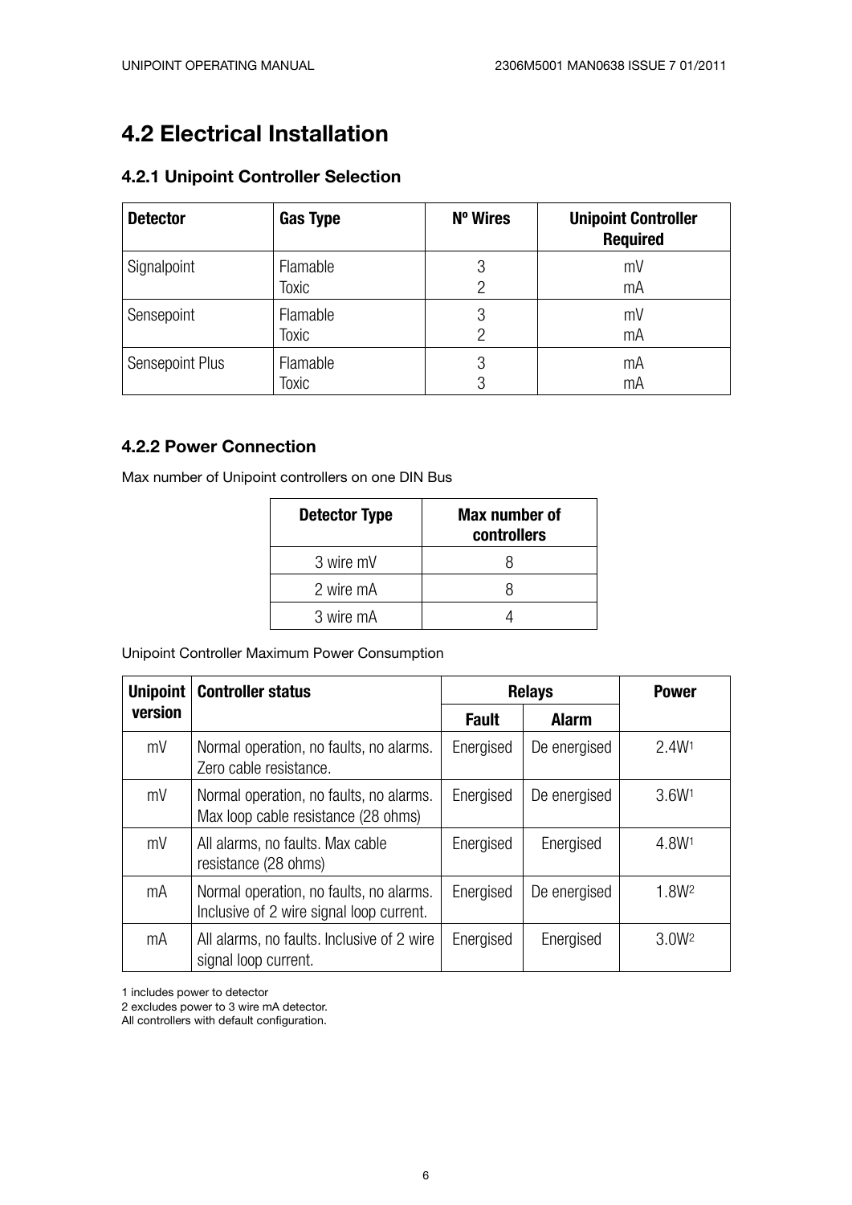## 4.2 Electrical Installation

### 4.2.1 Unipoint Controller Selection

| Detector | Gas Type | Nº Wires | Unipoint Controller Required |
|---|---|---|---|
| Signalpoint | Flamable<br>Toxic | 3<br>2 | mV<br>mA |
| Sensepoint | Flamable<br>Toxic | 3<br>2 | mV<br>mA |
| Sensepoint Plus | Flamable<br>Toxic | 3<br>3 | mA<br>mA |

### 4.2.2 Power Connection

Max number of Unipoint controllers on one DIN Bus

| Detector Type | Max number of controllers |
|---|---|
| 3 wire mV | 8 |
| 2 wire mA | 8 |
| 3 wire mA | 4 |

Unipoint Controller Maximum Power Consumption

| Unipoint version | Controller status | Relays | | Power |
|---|---|---|---|---|
| | | Fault | Alarm | |
| mV | Normal operation, no faults, no alarms. Zero cable resistance. | Energised | De energised | 2.4W[1] |
| mV | Normal operation, no faults, no alarms. Max loop cable resistance (28 ohms) | Energised | De energised | 3.6W[1] |
| mV | All alarms, no faults. Max cable resistance (28 ohms) | Energised | Energised | 4.8W[1] |
| mA | Normal operation, no faults, no alarms. Inclusive of 2 wire signal loop current. | Energised | De energised | 1.8W[2] |
| mA | All alarms, no faults. Inclusive of 2 wire signal loop current. | Energised | Energised | 3.0W[2] |

1 includes power to detector
2 excludes power to 3 wire mA detector.
All controllers with default configuration.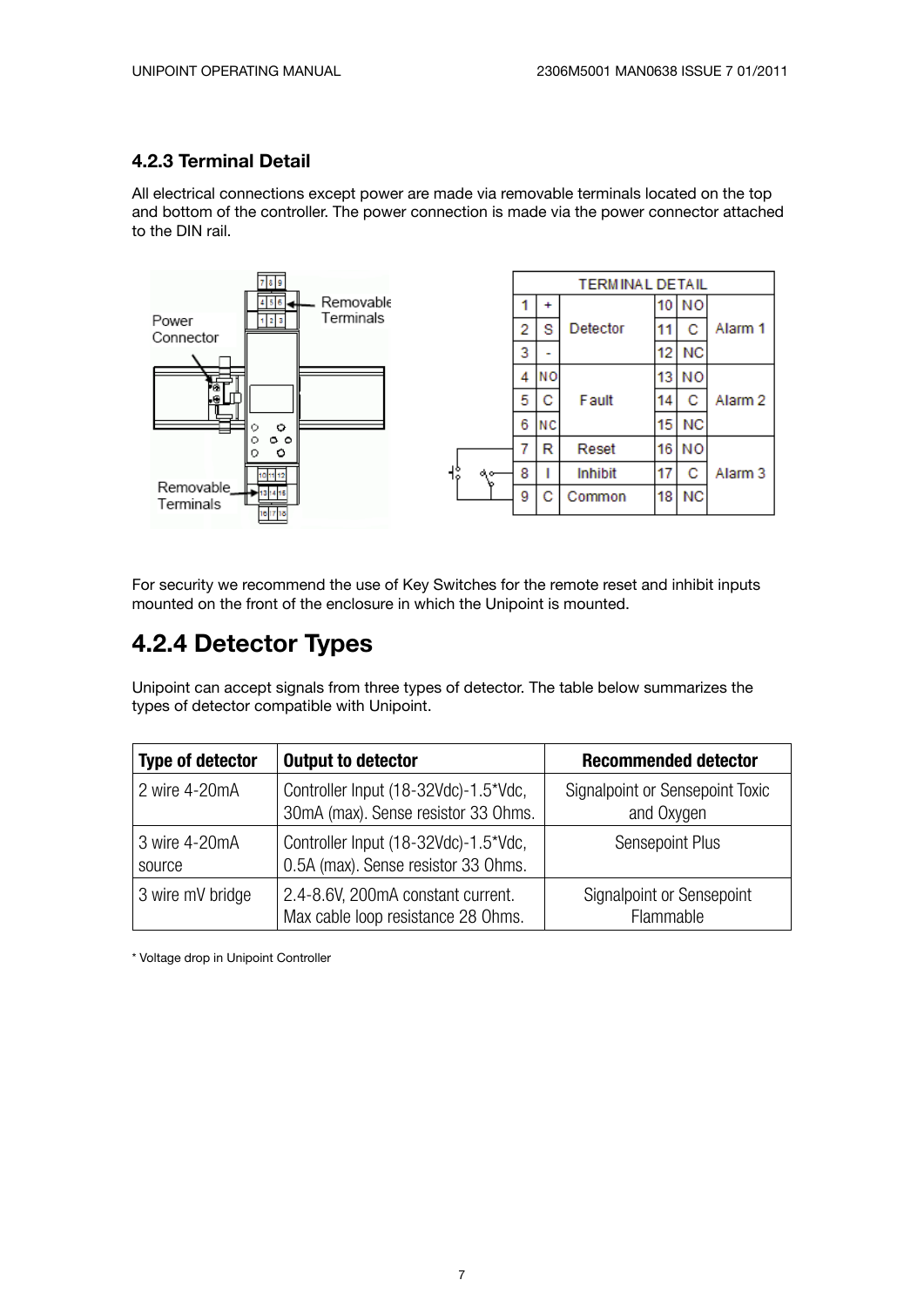### 4.2.3 Terminal Detail

All electrical connections except power are made via removable terminals located on the top and bottom of the controller. The power connection is made via the power connector attached to the DIN rail.

| TERMINAL DETAIL | | | | | |
|---|---|---|---|---|---|
| 1 | + | Detector | 10 | NO | Alarm 1 |
| 2 | S | | 11 | C | |
| 3 | - | | 12 | NC | |
| 4 | NO | Fault | 13 | NO | Alarm 2 |
| 5 | C | | 14 | C | |
| 6 | NC | | 15 | NC | |
| 7 | R | Reset | 16 | NO | Alarm 3 |
| 8 | I | Inhibit | 17 | C | |
| 9 | C | Common | 18 | NC | |

For security we recommend the use of Key Switches for the remote reset and inhibit inputs mounted on the front of the enclosure in which the Unipoint is mounted.

## 4.2.4 Detector Types

Unipoint can accept signals from three types of detector. The table below summarizes the types of detector compatible with Unipoint.

| Type of detector | Output to detector | Recommended detector |
|---|---|---|
| 2 wire 4-20mA | Controller Input (18-32Vdc)-1.5*Vdc, 30mA (max). Sense resistor 33 Ohms. | Signalpoint or Sensepoint Toxic and Oxygen |
| 3 wire 4-20mA source | Controller Input (18-32Vdc)-1.5*Vdc, 0.5A (max). Sense resistor 33 Ohms. | Sensepoint Plus |
| 3 wire mV bridge | 2.4-8.6V, 200mA constant current. Max cable loop resistance 28 Ohms. | Signalpoint or Sensepoint Flammable |

* Voltage drop in Unipoint Controller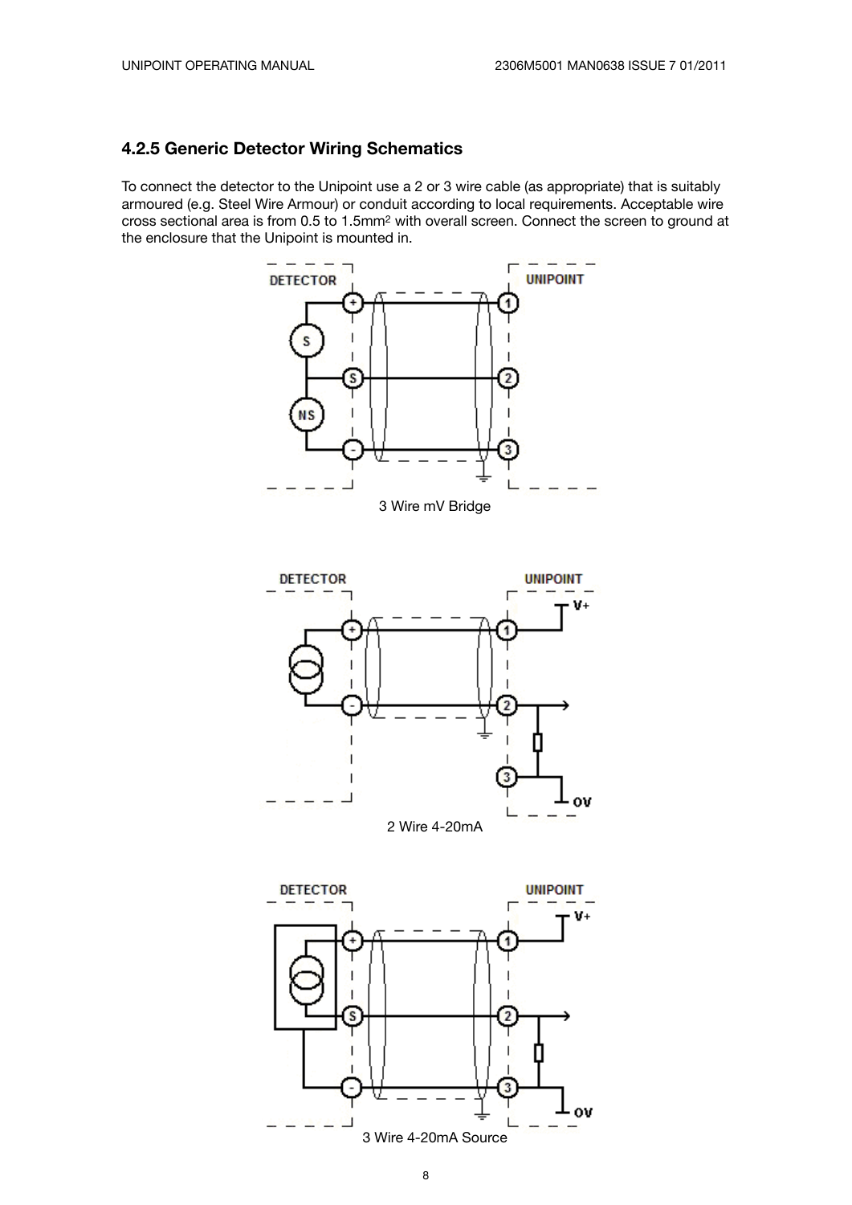### 4.2.5 Generic Detector Wiring Schematics

To connect the detector to the Unipoint use a 2 or 3 wire cable (as appropriate) that is suitably armoured (e.g. Steel Wire Armour) or conduit according to local requirements. Acceptable wire cross sectional area is from 0.5 to 1.5mm$^2$ with overall screen. Connect the screen to ground at the enclosure that the Unipoint is mounted in.

3 Wire mV Bridge

2 Wire 4-20mA

3 Wire 4-20mA Source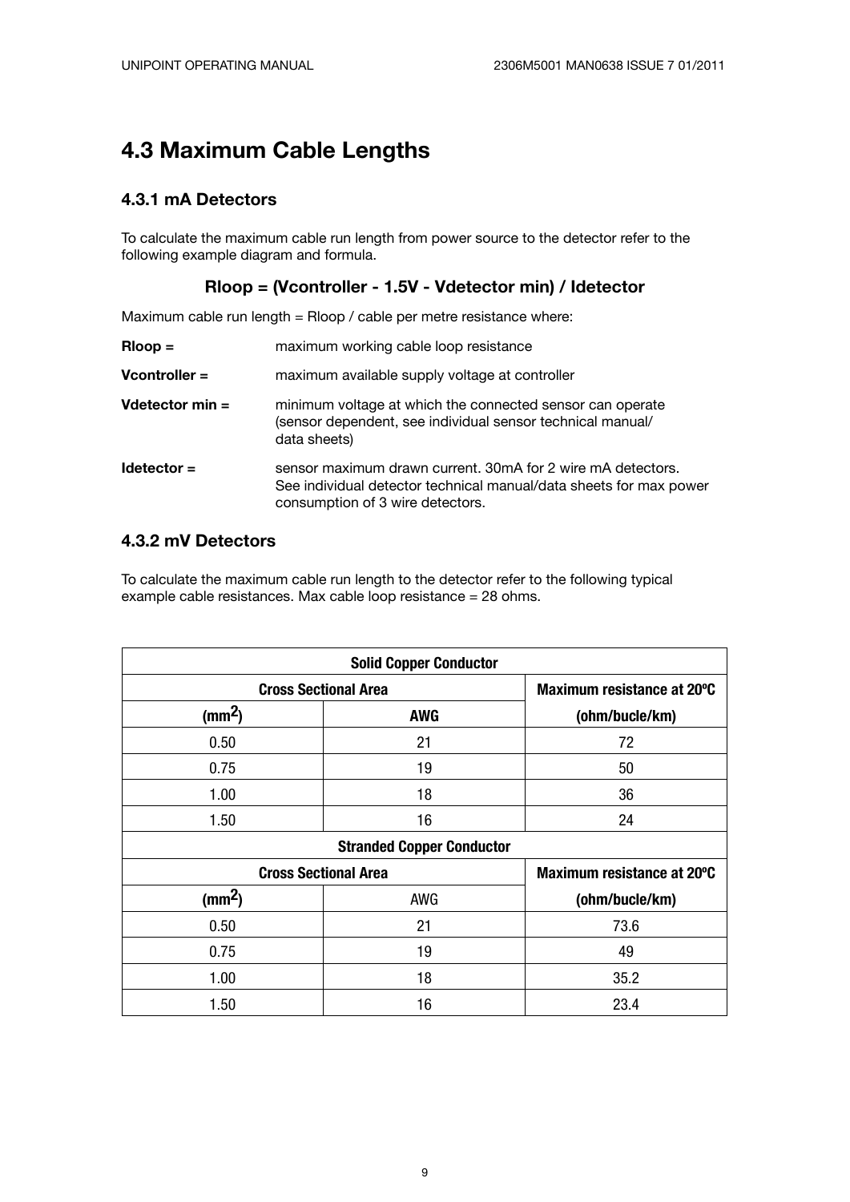## 4.3 Maximum Cable Lengths

### 4.3.1 mA Detectors

To calculate the maximum cable run length from power source to the detector refer to the following example diagram and formula.

**Rloop = (Vcontroller - 1.5V - Vdetector min) / Idetector**

Maximum cable run length = Rloop / cable per metre resistance where:

**Rloop =** maximum working cable loop resistance

**Vcontroller =** maximum available supply voltage at controller

**Vdetector min =** minimum voltage at which the connected sensor can operate (sensor dependent, see individual sensor technical manual/ data sheets)

**Idetector =** sensor maximum drawn current. 30mA for 2 wire mA detectors. See individual detector technical manual/data sheets for max power consumption of 3 wire detectors.

### 4.3.2 mV Detectors

To calculate the maximum cable run length to the detector refer to the following typical example cable resistances. Max cable loop resistance = 28 ohms.

| **Solid Copper Conductor** | | |
|---|---|---|
| **Cross Sectional Area** | | **Maximum resistance at 20ºC** |
| **($mm^2$)** | **AWG** | **(ohm/bucle/km)** |
| 0.50 | 21 | 72 |
| 0.75 | 19 | 50 |
| 1.00 | 18 | 36 |
| 1.50 | 16 | 24 |
| **Stranded Copper Conductor** | | |
| **Cross Sectional Area** | | **Maximum resistance at 20ºC** |
| **($mm^2$)** | AWG | **(ohm/bucle/km)** |
| 0.50 | 21 | 73.6 |
| 0.75 | 19 | 49 |
| 1.00 | 18 | 35.2 |
| 1.50 | 16 | 23.4 |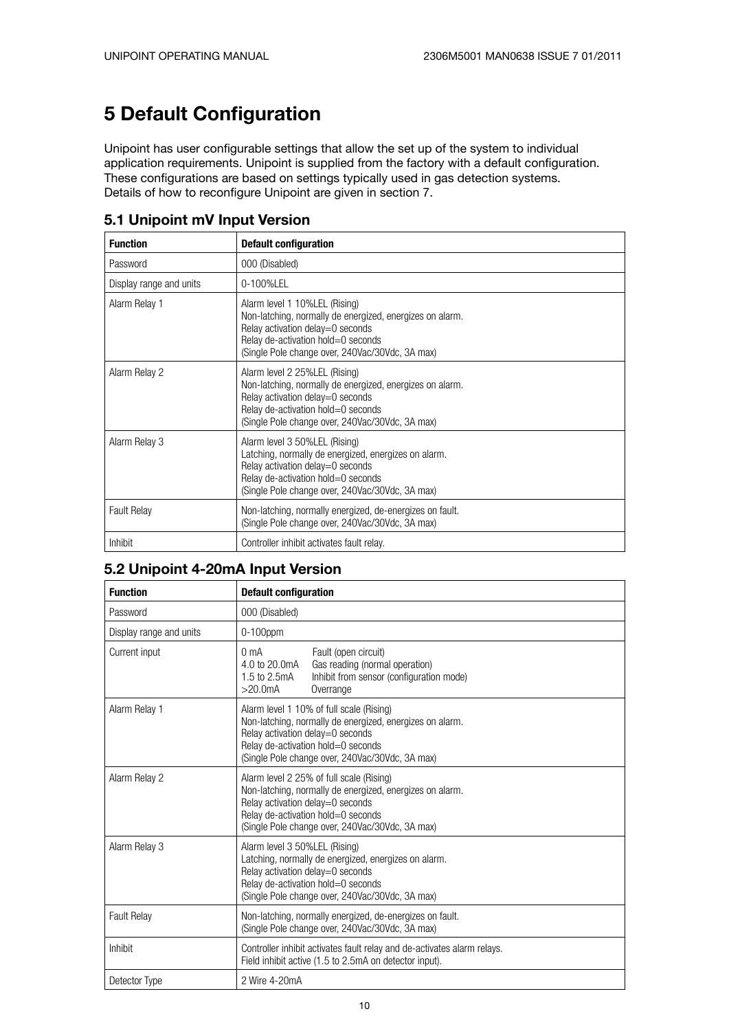# 5 Default Configuration

Unipoint has user configurable settings that allow the set up of the system to individual application requirements. Unipoint is supplied from the factory with a default configuration. These configurations are based on settings typically used in gas detection systems. Details of how to reconfigure Unipoint are given in section 7.

## 5.1 Unipoint mV Input Version

| Function | Default configuration |
|---|---|
| Password | 000 (Disabled) |
| Display range and units | 0-100%LEL |
| Alarm Relay 1 | Alarm level 1 10%LEL (Rising)<br>Non-latching, normally de energized, energizes on alarm.<br>Relay activation delay=0 seconds<br>Relay de-activation hold=0 seconds<br>(Single Pole change over, 240Vac/30Vdc, 3A max) |
| Alarm Relay 2 | Alarm level 2 25%LEL (Rising)<br>Non-latching, normally de energized, energizes on alarm.<br>Relay activation delay=0 seconds<br>Relay de-activation hold=0 seconds<br>(Single Pole change over, 240Vac/30Vdc, 3A max) |
| Alarm Relay 3 | Alarm level 3 50%LEL (Rising)<br>Latching, normally de energized, energizes on alarm.<br>Relay activation delay=0 seconds<br>Relay de-activation hold=0 seconds<br>(Single Pole change over, 240Vac/30Vdc, 3A max) |
| Fault Relay | Non-latching, normally energized, de-energizes on fault.<br>(Single Pole change over, 240Vac/30Vdc, 3A max) |
| Inhibit | Controller inhibit activates fault relay. |

## 5.2 Unipoint 4-20mA Input Version

| Function | Default configuration |
|---|---|
| Password | 000 (Disabled) |
| Display range and units | 0-100ppm |
| Current input | 0 mA Fault (open circuit)<br>4.0 to 20.0mA Gas reading (normal operation)<br>1.5 to 2.5mA Inhibit from sensor (configuration mode)<br>>20.0mA Overrange |
| Alarm Relay 1 | Alarm level 1 10% of full scale (Rising)<br>Non-latching, normally de energized, energizes on alarm.<br>Relay activation delay=0 seconds<br>Relay de-activation hold=0 seconds<br>(Single Pole change over, 240Vac/30Vdc, 3A max) |
| Alarm Relay 2 | Alarm level 2 25% of full scale (Rising)<br>Non-latching, normally de energized, energizes on alarm.<br>Relay activation delay=0 seconds<br>Relay de-activation hold=0 seconds<br>(Single Pole change over, 240Vac/30Vdc, 3A max) |
| Alarm Relay 3 | Alarm level 3 50%LEL (Rising)<br>Latching, normally de energized, energizes on alarm.<br>Relay activation delay=0 seconds<br>Relay de-activation hold=0 seconds<br>(Single Pole change over, 240Vac/30Vdc, 3A max) |
| Fault Relay | Non-latching, normally energized, de-energizes on fault.<br>(Single Pole change over, 240Vac/30Vdc, 3A max) |
| Inhibit | Controller inhibit activates fault relay and de-activates alarm relays.<br>Field inhibit active (1.5 to 2.5mA on detector input). |
| Detector Type | 2 Wire 4-20mA |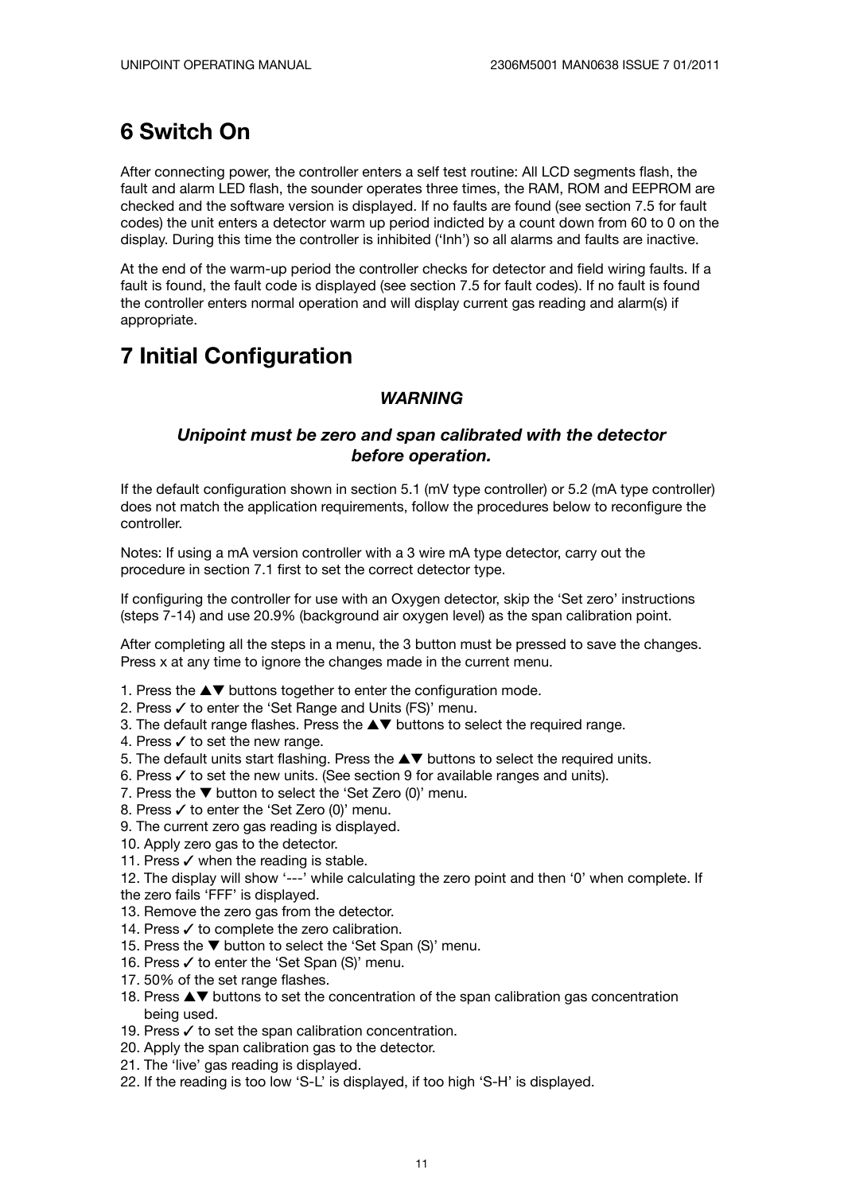# 6 Switch On

After connecting power, the controller enters a self test routine: All LCD segments flash, the fault and alarm LED flash, the sounder operates three times, the RAM, ROM and EEPROM are checked and the software version is displayed. If no faults are found (see section 7.5 for fault codes) the unit enters a detector warm up period indicted by a count down from 60 to 0 on the display. During this time the controller is inhibited ('Inh') so all alarms and faults are inactive.

At the end of the warm-up period the controller checks for detector and field wiring faults. If a fault is found, the fault code is displayed (see section 7.5 for fault codes). If no fault is found the controller enters normal operation and will display current gas reading and alarm(s) if appropriate.

# 7 Initial Configuration

***WARNING***

***Unipoint must be zero and span calibrated with the detector before operation.***

If the default configuration shown in section 5.1 (mV type controller) or 5.2 (mA type controller) does not match the application requirements, follow the procedures below to reconfigure the controller.

Notes: If using a mA version controller with a 3 wire mA type detector, carry out the procedure in section 7.1 first to set the correct detector type.

If configuring the controller for use with an Oxygen detector, skip the 'Set zero' instructions (steps 7-14) and use 20.9% (background air oxygen level) as the span calibration point.

After completing all the steps in a menu, the 3 button must be pressed to save the changes. Press x at any time to ignore the changes made in the current menu.

1. Press the ▲▼ buttons together to enter the configuration mode.
2. Press ✓ to enter the 'Set Range and Units (FS)' menu.
3. The default range flashes. Press the ▲▼ buttons to select the required range.
4. Press ✓ to set the new range.
5. The default units start flashing. Press the ▲▼ buttons to select the required units.
6. Press ✓ to set the new units. (See section 9 for available ranges and units).
7. Press the ▼ button to select the 'Set Zero (0)' menu.
8. Press ✓ to enter the 'Set Zero (0)' menu.
9. The current zero gas reading is displayed.
10. Apply zero gas to the detector.
11. Press ✓ when the reading is stable.
12. The display will show '---' while calculating the zero point and then '0' when complete. If the zero fails 'FFF' is displayed.
13. Remove the zero gas from the detector.
14. Press ✓ to complete the zero calibration.
15. Press the ▼ button to select the 'Set Span (S)' menu.
16. Press ✓ to enter the 'Set Span (S)' menu.
17. 50% of the set range flashes.
18. Press ▲▼ buttons to set the concentration of the span calibration gas concentration being used.
19. Press ✓ to set the span calibration concentration.
20. Apply the span calibration gas to the detector.
21. The 'live' gas reading is displayed.
22. If the reading is too low 'S-L' is displayed, if too high 'S-H' is displayed.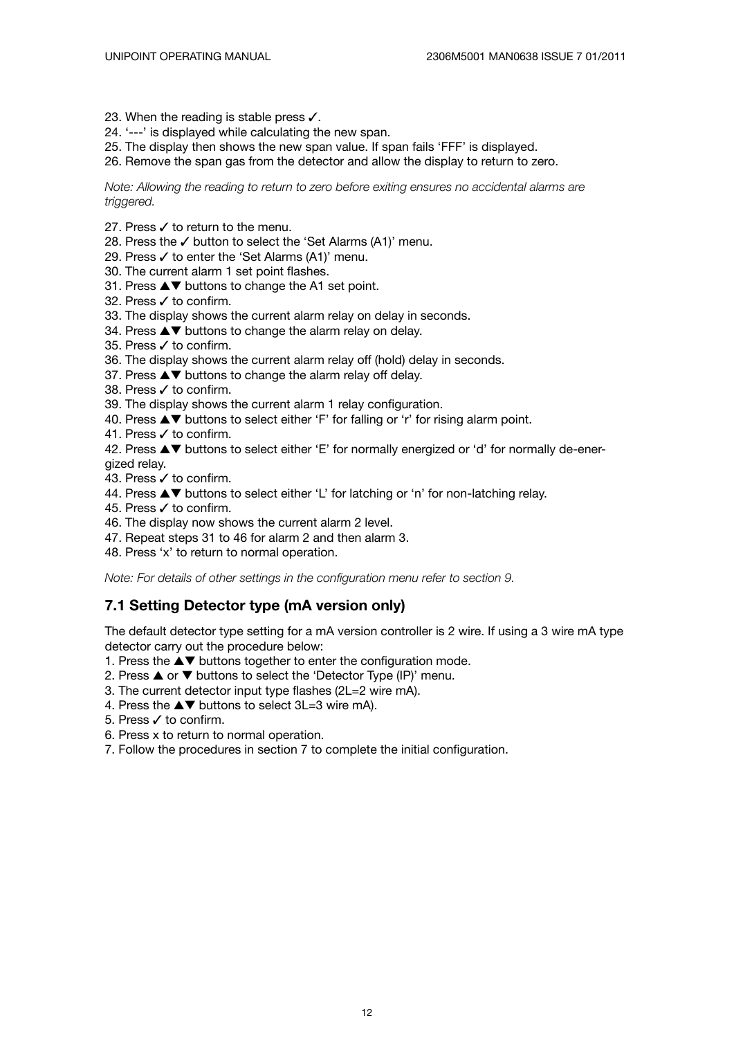23. When the reading is stable press ✓.
24. '---' is displayed while calculating the new span.
25. The display then shows the new span value. If span fails 'FFF' is displayed.
26. Remove the span gas from the detector and allow the display to return to zero.

*Note: Allowing the reading to return to zero before exiting ensures no accidental alarms are triggered.*

27. Press ✓ to return to the menu.
28. Press the ✓ button to select the 'Set Alarms (A1)' menu.
29. Press ✓ to enter the 'Set Alarms (A1)' menu.
30. The current alarm 1 set point flashes.
31. Press ▲▼ buttons to change the A1 set point.
32. Press ✓ to confirm.
33. The display shows the current alarm relay on delay in seconds.
34. Press ▲▼ buttons to change the alarm relay on delay.
35. Press ✓ to confirm.
36. The display shows the current alarm relay off (hold) delay in seconds.
37. Press ▲▼ buttons to change the alarm relay off delay.
38. Press ✓ to confirm.
39. The display shows the current alarm 1 relay configuration.
40. Press ▲▼ buttons to select either 'F' for falling or 'r' for rising alarm point.
41. Press ✓ to confirm.
42. Press ▲▼ buttons to select either 'E' for normally energized or 'd' for normally de-energized relay.
43. Press ✓ to confirm.
44. Press ▲▼ buttons to select either 'L' for latching or 'n' for non-latching relay.
45. Press ✓ to confirm.
46. The display now shows the current alarm 2 level.
47. Repeat steps 31 to 46 for alarm 2 and then alarm 3.
48. Press 'x' to return to normal operation.

*Note: For details of other settings in the configuration menu refer to section 9.*

## 7.1 Setting Detector type (mA version only)

The default detector type setting for a mA version controller is 2 wire. If using a 3 wire mA type detector carry out the procedure below:

1. Press the ▲▼ buttons together to enter the configuration mode.
2. Press ▲ or ▼ buttons to select the 'Detector Type (IP)' menu.
3. The current detector input type flashes (2L=2 wire mA).
4. Press the ▲▼ buttons to select 3L=3 wire mA).
5. Press ✓ to confirm.
6. Press x to return to normal operation.
7. Follow the procedures in section 7 to complete the initial configuration.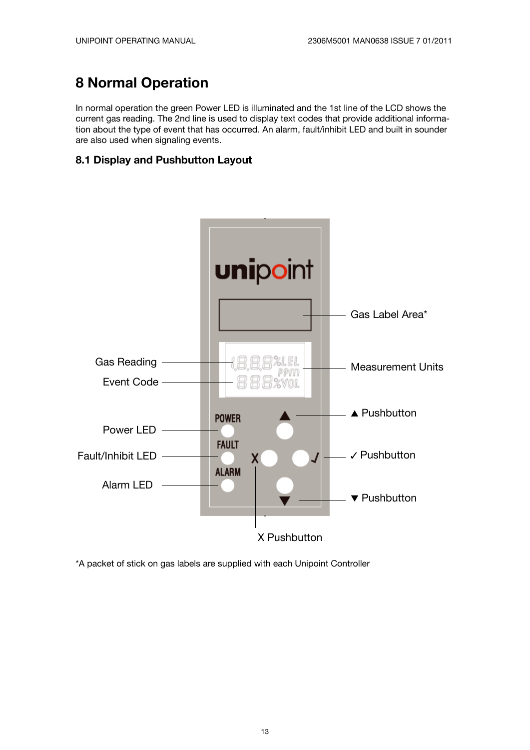# 8 Normal Operation

In normal operation the green Power LED is illuminated and the 1st line of the LCD shows the current gas reading. The 2nd line is used to display text codes that provide additional information about the type of event that has occurred. An alarm, fault/inhibit LED and built in sounder are also used when signaling events.

## 8.1 Display and Pushbutton Layout

Gas Label Area*

Gas Reading

Event Code

Measurement Units

Power LED

Fault/Inhibit LED

Alarm LED

▲ Pushbutton

✓ Pushbutton

▼ Pushbutton

X Pushbutton

*A packet of stick on gas labels are supplied with each Unipoint Controller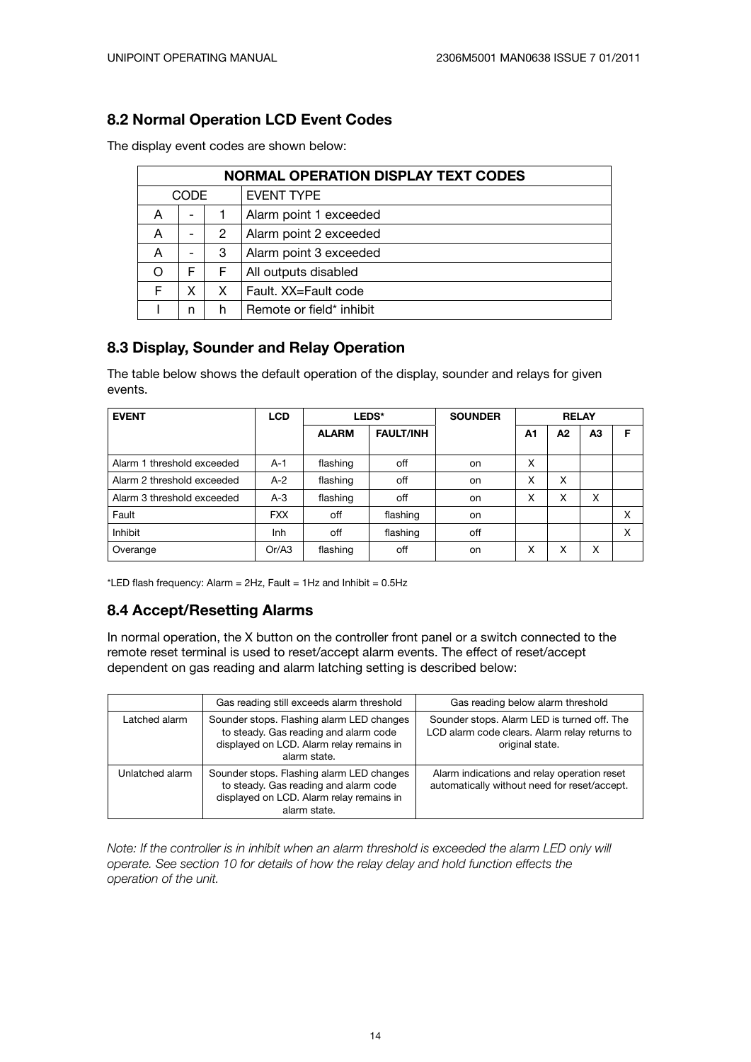## 8.2 Normal Operation LCD Event Codes

The display event codes are shown below:

| NORMAL OPERATION DISPLAY TEXT CODES | | | |
|---|---|---|---|
| CODE | | | EVENT TYPE |
| A | - | 1 | Alarm point 1 exceeded |
| A | - | 2 | Alarm point 2 exceeded |
| A | - | 3 | Alarm point 3 exceeded |
| O | F | F | All outputs disabled |
| F | X | X | Fault. XX=Fault code |
| I | n | h | Remote or field* inhibit |

## 8.3 Display, Sounder and Relay Operation

The table below shows the default operation of the display, sounder and relays for given events.

| EVENT | LCD | LEDS* | | SOUNDER | RELAY | | | |
|---|---|---|---|---|---|---|---|---|
| | | ALARM | FAULT/INH | | A1 | A2 | A3 | F |
| Alarm 1 threshold exceeded | A-1 | flashing | off | on | X | | | |
| Alarm 2 threshold exceeded | A-2 | flashing | off | on | X | X | | |
| Alarm 3 threshold exceeded | A-3 | flashing | off | on | X | X | X | |
| Fault | FXX | off | flashing | on | | | | X |
| Inhibit | Inh | off | flashing | off | | | | X |
| Overange | Or/A3 | flashing | off | on | X | X | X | |

*LED flash frequency: Alarm = 2Hz, Fault = 1Hz and Inhibit = 0.5Hz

## 8.4 Accept/Resetting Alarms

In normal operation, the X button on the controller front panel or a switch connected to the remote reset terminal is used to reset/accept alarm events. The effect of reset/accept dependent on gas reading and alarm latching setting is described below:

| | Gas reading still exceeds alarm threshold | Gas reading below alarm threshold |
|---|---|---|
| Latched alarm | Sounder stops. Flashing alarm LED changes to steady. Gas reading and alarm code displayed on LCD. Alarm relay remains in alarm state. | Sounder stops. Alarm LED is turned off. The LCD alarm code clears. Alarm relay returns to original state. |
| Unlatched alarm | Sounder stops. Flashing alarm LED changes to steady. Gas reading and alarm code displayed on LCD. Alarm relay remains in alarm state. | Alarm indications and relay operation reset automatically without need for reset/accept. |

*Note: If the controller is in inhibit when an alarm threshold is exceeded the alarm LED only will operate. See section 10 for details of how the relay delay and hold function effects the operation of the unit.*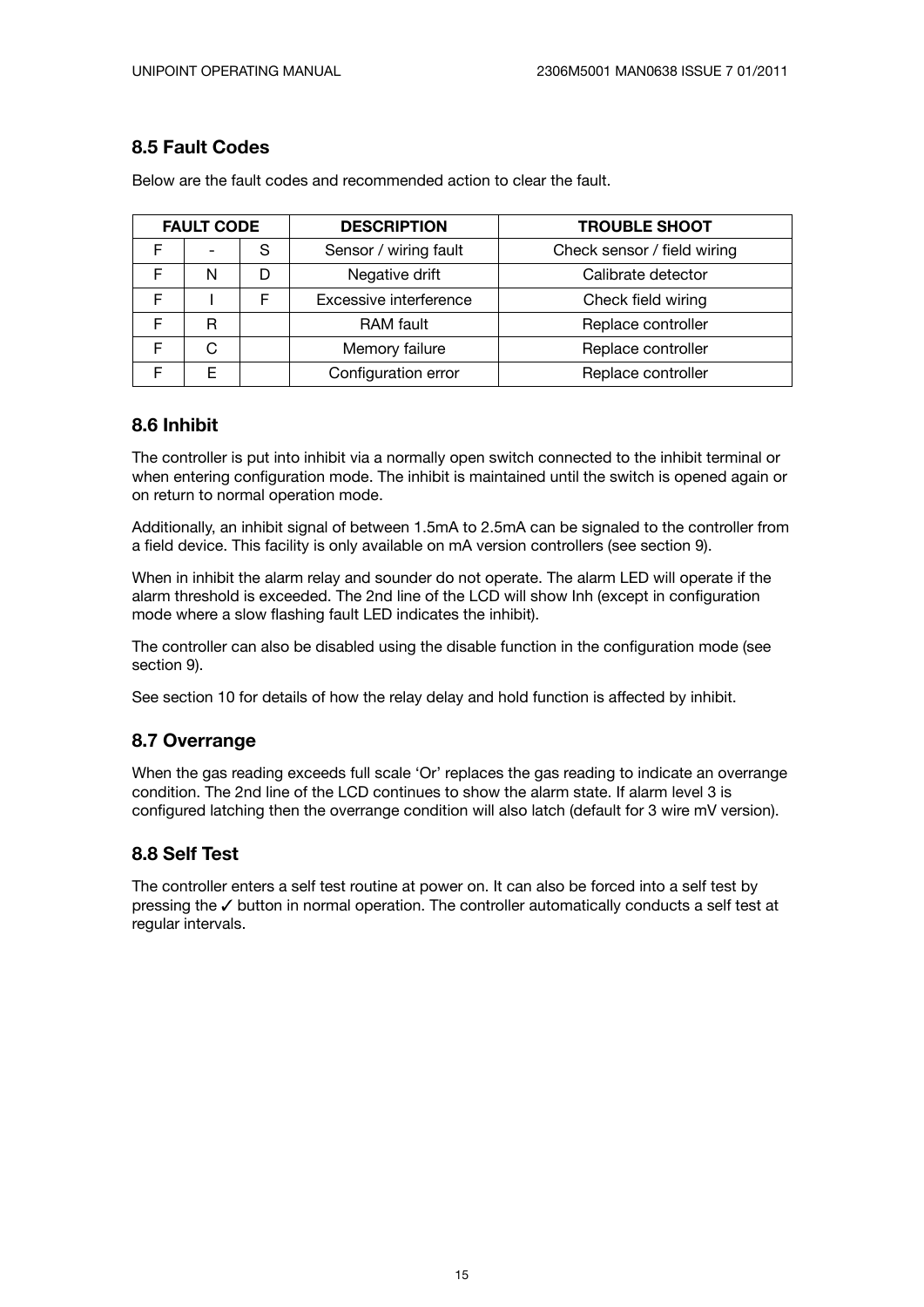## 8.5 Fault Codes

Below are the fault codes and recommended action to clear the fault.

| FAULT CODE | | | DESCRIPTION | TROUBLE SHOOT |
|---|---|---|---|---|
| F | - | S | Sensor / wiring fault | Check sensor / field wiring |
| F | N | D | Negative drift | Calibrate detector |
| F | I | F | Excessive interference | Check field wiring |
| F | R | | RAM fault | Replace controller |
| F | C | | Memory failure | Replace controller |
| F | E | | Configuration error | Replace controller |

## 8.6 Inhibit

The controller is put into inhibit via a normally open switch connected to the inhibit terminal or when entering configuration mode. The inhibit is maintained until the switch is opened again or on return to normal operation mode.

Additionally, an inhibit signal of between 1.5mA to 2.5mA can be signaled to the controller from a field device. This facility is only available on mA version controllers (see section 9).

When in inhibit the alarm relay and sounder do not operate. The alarm LED will operate if the alarm threshold is exceeded. The 2nd line of the LCD will show Inh (except in configuration mode where a slow flashing fault LED indicates the inhibit).

The controller can also be disabled using the disable function in the configuration mode (see section 9).

See section 10 for details of how the relay delay and hold function is affected by inhibit.

## 8.7 Overrange

When the gas reading exceeds full scale 'Or' replaces the gas reading to indicate an overrange condition. The 2nd line of the LCD continues to show the alarm state. If alarm level 3 is configured latching then the overrange condition will also latch (default for 3 wire mV version).

## 8.8 Self Test

The controller enters a self test routine at power on. It can also be forced into a self test by pressing the ✓ button in normal operation. The controller automatically conducts a self test at regular intervals.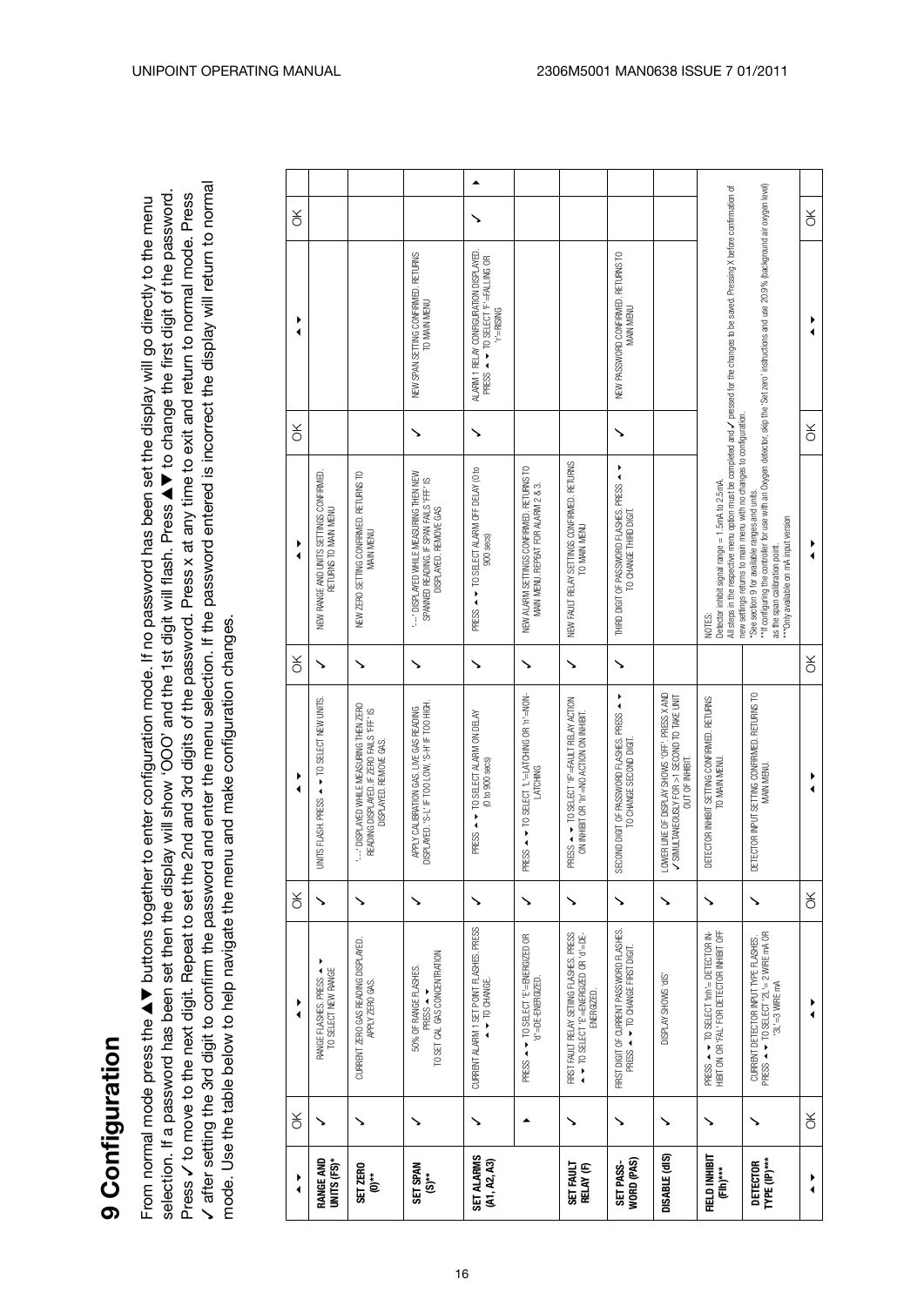# 9 Configuration

From normal mode press the ▲▼ buttons together to enter configuration mode. If no password has been set the display will go directly to the menu selection. If a password has been set then the display will show 'OOO' and the 1st digit will flash. Press ▲▼ to change the first digit of the password. Press ✓ to move to the next digit. Repeat to set the 2nd and 3rd digits of the password. Press x at any time to exit and return to normal mode. Press ✓ after setting the 3rd digit to confirm the password and enter the menu selection. If the password entered is incorrect the display will return to normal mode. Use the table below to help navigate the menu and make configuration changes.

| ▲▼ | OK | ▲▼ | OK | ▲▼ | OK | ▲▼ | OK | ▲▼ | OK | |
|---|---|---|---|---|---|---|---|---|---|---|
| **RANGE AND UNITS (FS)*** | ✓ | RANGE FLASHES. PRESS ▲▼ TO SELECT NEW RANGE | ✓ | UNITS FLASH. PRESS ▲▼ TO SELECT NEW UNITS. | ✓ | NEW RANGE AND UNITS SETTINGS CONFIRMED. RETURNS TO MAIN MENU | | | | |
| **SET ZERO (0)**** | ✓ | CURRENT ZERO GAS READING DISPLAYED. APPLY ZERO GAS. | ✓ | '----' DISPLAYED WHILE MEASURING THEN ZERO READING DISPLAYED. IF ZERO FAILS 'FFF' IS DISPLAYED. REMOVE GAS. | ✓ | NEW ZERO SETTING CONFIRMED. RETURNS TO MAIN MENU | | | | |
| **SET SPAN (S)**** | ✓ | 50% OF RANGE FLASHES. PRESS ▲▼ TO SET CAL GAS CONCENTRATION | ✓ | APPLY CALIBRATION GAS. LIVE GAS READING DISPLAYED. 'S-L' IF TOO LOW, 'S-H' IF TOO HIGH. | ✓ | '----' DISPLAYED WHILE MEASURING THEN NEW SPANNED READING. IF SPAN FAILS 'FFF' IS DISPLAYED. REMOVE GAS | ✓ | NEW SPAN SETTING CONFIRMED. RETURNS TO MAIN MENU | | |
| **SET ALARMS (A1, A2, A3)** | ✓ | CURRENT ALARM 1 SET POINT FLASHES. PRESS ▲▼ TO CHANGE. | ✓ | PRESS ▲▼ TO SELECT ALARM ON DELAY (0 to 900 secs) | ✓ | PRESS ▲▼ TO SELECT ALARM OFF DELAY (0 to 900 secs) | ✓ | ALARM 1 RELAY CONFIGURATION DISPLAYED. PRESS ▲▼ TO SELECT 'F'=FALLING OR 'r'=RISING | ✓ | ▲ |
| | ▲ | PRESS ▲▼ TO SELECT 'E'=ENERGIZED OR 'd'=DE-ENERGIZED. | ✓ | PRESS ▲▼ TO SELECT 'L'=LATCHING OR 'n'=NON-LATCHING | ✓ | NEW ALARM SETTINGS CONFIRMED. RETURNS TO MAIN MENU. REPEAT FOR ALARM 2 & 3. | | | | |
| **SET FAULT RELAY (F)** | ✓ | FIRST FAULT RELAY SETTING FLASHES. PRESS ▲▼ TO SELECT 'E'=ENERGIZED OR 'd'=DE-ENERGIZED. | ✓ | PRESS ▲▼ TO SELECT 'iF'=FAULT RELAY ACTION ON INHIBIT OR 'in'=NO ACTION ON INHIBIT. | ✓ | NEW FAULT RELAY SETTINGS CONFIRMED. RETURNS TO MAIN MENU | | | | |
| **SET PASS-WORD (PAS)** | ✓ | FIRST DIGIT OF CURRENT PASSWORD FLASHES. PRESS ▲▼ TO CHANGE FIRST DIGIT. | ✓ | SECOND DIGIT OF PASSWORD FLASHES. PRESS ▲▼ TO CHANGE SECOND DIGIT. | ✓ | THIRD DIGIT OF PASSWORD FLASHES. PRESS ▲▼ TO CHANGE THIRD DIGIT. | ✓ | NEW PASSWORD CONFIRMED. RETURNS TO MAIN MENU | | |
| **DISABLE (dIS)** | ✓ | DISPLAY SHOWS 'dIS' | ✓ | LOWER LINE OF DISPLAY SHOWS 'OFF'. PRESS X AND ✓ SIMULTANEOUSLY FOR >1 SECOND TO TAKE UNIT OUT OF INHIBIT. | | | | | | |
| **FIELD INHIBIT (FIh)***** | ✓ | PRESS ▲▼ TO SELECT 'inh'= DETECTOR INHIBIT ON OR 'FAL' FOR DETECTOR INHIBIT OFF | ✓ | DETECTOR INHIBIT SETTING CONFIRMED. RETURNS TO MAIN MENU. | | NOTES:<br>Detector inhibit signal range = 1.5mA to 2.5mA<br>All steps in the respective menu option must be completed and ✓ pressed for the changes to be saved. Pressing X before confirmation of new settings returns to main menu with no changes to configuration.<br>*See section 9 for available ranges and units.<br>**If configuring the controller for use with an Oxygen detector, skip the 'Set zero' instructions and use 20.9% (background air oxygen level) as the span calibration point.<br>***Only available on mA input version | | | | |
| **DETECTOR TYPE (IP)***** | ✓ | CURRENT DETECTOR INPUT TYPE FLASHES. PRESS ▲▼ TO SELECT '2L'= 2 WIRE mA OR '3L'=3 WIRE mA | ✓ | DETECTOR INPUT SETTING CONFIRMED. RETURNS TO MAIN MENU. | | | | | | |
| ▲▼ | OK | ▲▼ | OK | ▲▼ | OK | ▲▼ | OK | ▲▼ | OK | |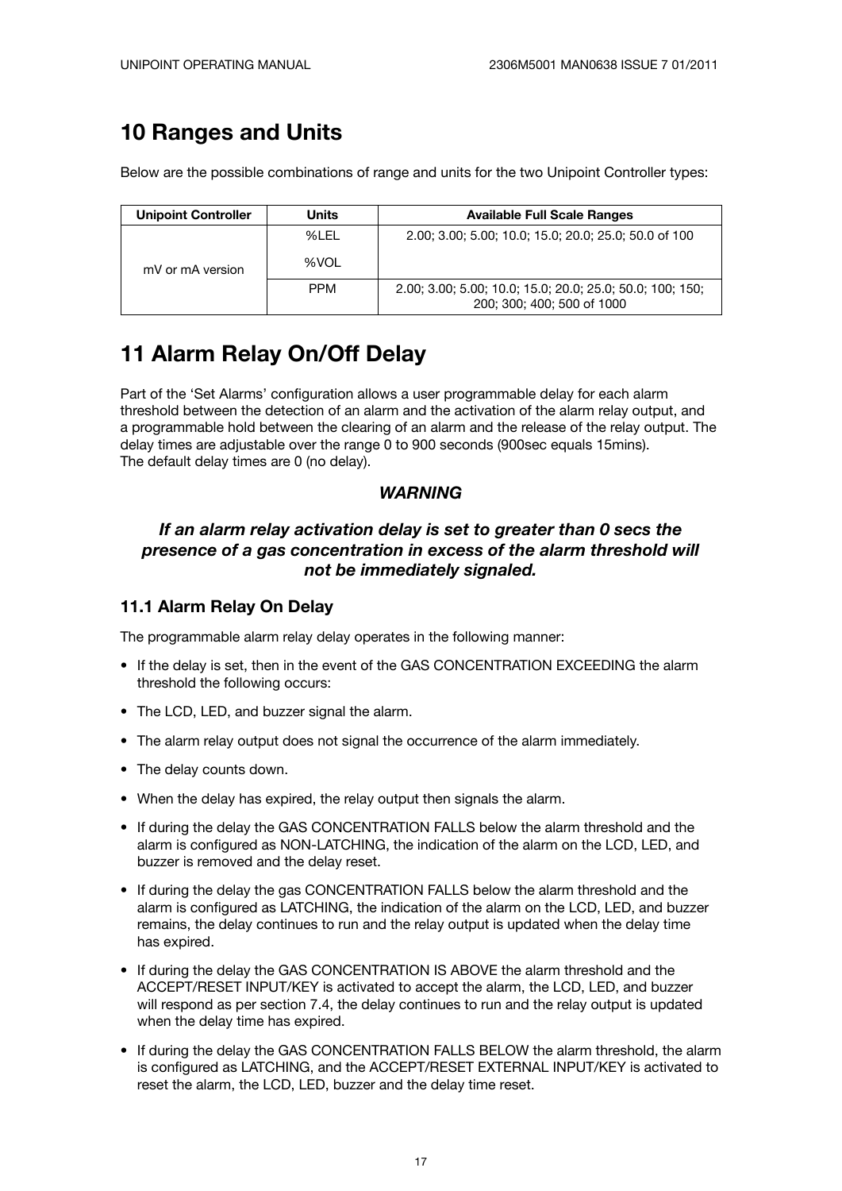# 10 Ranges and Units

Below are the possible combinations of range and units for the two Unipoint Controller types:

| Unipoint Controller | Units | Available Full Scale Ranges |
|---|---|---|
| mV or mA version | %LEL | 2.00; 3.00; 5.00; 10.0; 15.0; 20.0; 25.0; 50.0 of 100 |
| | %VOL | |
| | PPM | 2.00; 3.00; 5.00; 10.0; 15.0; 20.0; 25.0; 50.0; 100; 150; 200; 300; 400; 500 of 1000 |

# 11 Alarm Relay On/Off Delay

Part of the 'Set Alarms' configuration allows a user programmable delay for each alarm threshold between the detection of an alarm and the activation of the alarm relay output, and a programmable hold between the clearing of an alarm and the release of the relay output. The delay times are adjustable over the range 0 to 900 seconds (900sec equals 15mins). The default delay times are 0 (no delay).

***WARNING***

***If an alarm relay activation delay is set to greater than 0 secs the presence of a gas concentration in excess of the alarm threshold will not be immediately signaled.***

## 11.1 Alarm Relay On Delay

The programmable alarm relay delay operates in the following manner:

- If the delay is set, then in the event of the GAS CONCENTRATION EXCEEDING the alarm threshold the following occurs:
- The LCD, LED, and buzzer signal the alarm.
- The alarm relay output does not signal the occurrence of the alarm immediately.
- The delay counts down.
- When the delay has expired, the relay output then signals the alarm.
- If during the delay the GAS CONCENTRATION FALLS below the alarm threshold and the alarm is configured as NON-LATCHING, the indication of the alarm on the LCD, LED, and buzzer is removed and the delay reset.
- If during the delay the gas CONCENTRATION FALLS below the alarm threshold and the alarm is configured as LATCHING, the indication of the alarm on the LCD, LED, and buzzer remains, the delay continues to run and the relay output is updated when the delay time has expired.
- If during the delay the GAS CONCENTRATION IS ABOVE the alarm threshold and the ACCEPT/RESET INPUT/KEY is activated to accept the alarm, the LCD, LED, and buzzer will respond as per section 7.4, the delay continues to run and the relay output is updated when the delay time has expired.
- If during the delay the GAS CONCENTRATION FALLS BELOW the alarm threshold, the alarm is configured as LATCHING, and the ACCEPT/RESET EXTERNAL INPUT/KEY is activated to reset the alarm, the LCD, LED, buzzer and the delay time reset.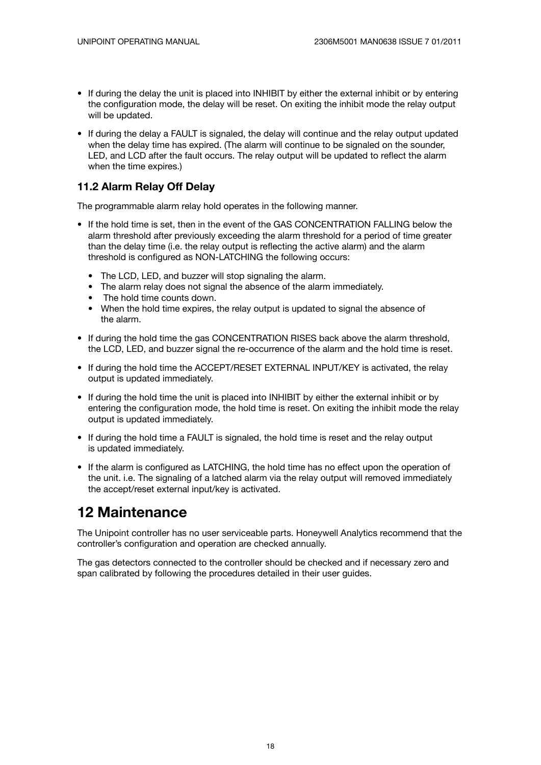- If during the delay the unit is placed into INHIBIT by either the external inhibit or by entering the configuration mode, the delay will be reset. On exiting the inhibit mode the relay output will be updated.
- If during the delay a FAULT is signaled, the delay will continue and the relay output updated when the delay time has expired. (The alarm will continue to be signaled on the sounder, LED, and LCD after the fault occurs. The relay output will be updated to reflect the alarm when the time expires.)

### 11.2 Alarm Relay Off Delay

The programmable alarm relay hold operates in the following manner.

- If the hold time is set, then in the event of the GAS CONCENTRATION FALLING below the alarm threshold after previously exceeding the alarm threshold for a period of time greater than the delay time (i.e. the relay output is reflecting the active alarm) and the alarm threshold is configured as NON-LATCHING the following occurs:
  - The LCD, LED, and buzzer will stop signaling the alarm.
  - The alarm relay does not signal the absence of the alarm immediately.
  - The hold time counts down.
  - When the hold time expires, the relay output is updated to signal the absence of the alarm.
- If during the hold time the gas CONCENTRATION RISES back above the alarm threshold, the LCD, LED, and buzzer signal the re-occurrence of the alarm and the hold time is reset.
- If during the hold time the ACCEPT/RESET EXTERNAL INPUT/KEY is activated, the relay output is updated immediately.
- If during the hold time the unit is placed into INHIBIT by either the external inhibit or by entering the configuration mode, the hold time is reset. On exiting the inhibit mode the relay output is updated immediately.
- If during the hold time a FAULT is signaled, the hold time is reset and the relay output is updated immediately.
- If the alarm is configured as LATCHING, the hold time has no effect upon the operation of the unit. i.e. The signaling of a latched alarm via the relay output will removed immediately the accept/reset external input/key is activated.

## 12 Maintenance

The Unipoint controller has no user serviceable parts. Honeywell Analytics recommend that the controller's configuration and operation are checked annually.

The gas detectors connected to the controller should be checked and if necessary zero and span calibrated by following the procedures detailed in their user guides.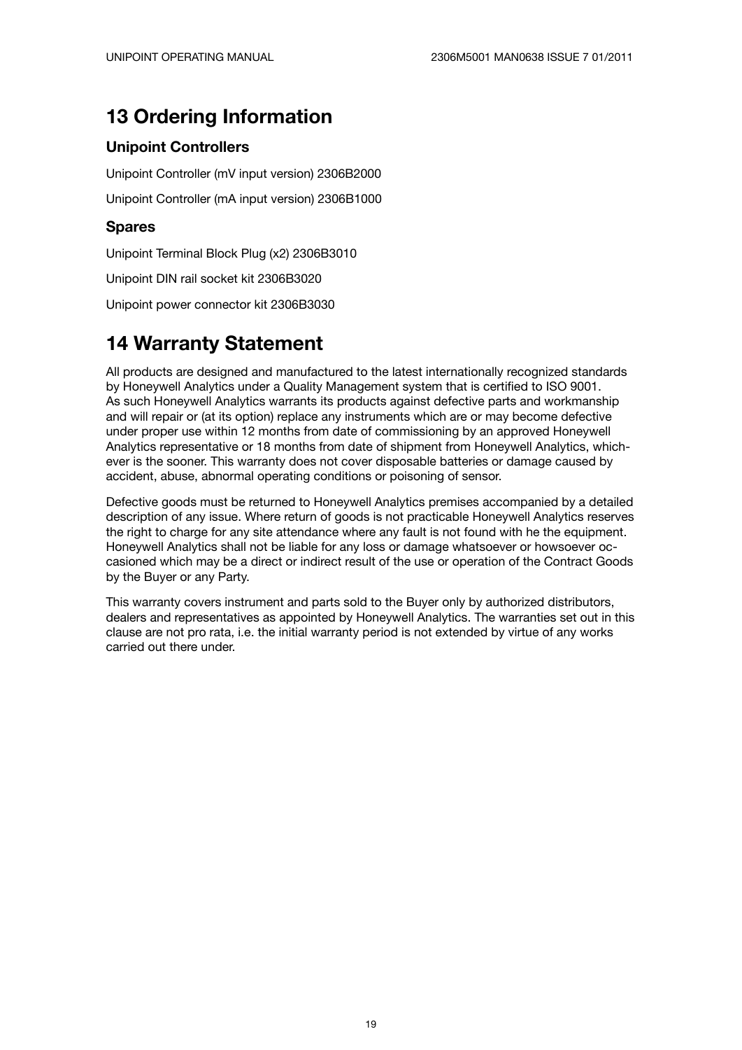## 13 Ordering Information

### Unipoint Controllers

Unipoint Controller (mV input version) 2306B2000

Unipoint Controller (mA input version) 2306B1000

### Spares

Unipoint Terminal Block Plug (x2) 2306B3010

Unipoint DIN rail socket kit 2306B3020

Unipoint power connector kit 2306B3030

## 14 Warranty Statement

All products are designed and manufactured to the latest internationally recognized standards by Honeywell Analytics under a Quality Management system that is certified to ISO 9001. As such Honeywell Analytics warrants its products against defective parts and workmanship and will repair or (at its option) replace any instruments which are or may become defective under proper use within 12 months from date of commissioning by an approved Honeywell Analytics representative or 18 months from date of shipment from Honeywell Analytics, whichever is the sooner. This warranty does not cover disposable batteries or damage caused by accident, abuse, abnormal operating conditions or poisoning of sensor.

Defective goods must be returned to Honeywell Analytics premises accompanied by a detailed description of any issue. Where return of goods is not practicable Honeywell Analytics reserves the right to charge for any site attendance where any fault is not found with he the equipment. Honeywell Analytics shall not be liable for any loss or damage whatsoever or howsoever occasioned which may be a direct or indirect result of the use or operation of the Contract Goods by the Buyer or any Party.

This warranty covers instrument and parts sold to the Buyer only by authorized distributors, dealers and representatives as appointed by Honeywell Analytics. The warranties set out in this clause are not pro rata, i.e. the initial warranty period is not extended by virtue of any works carried out there under.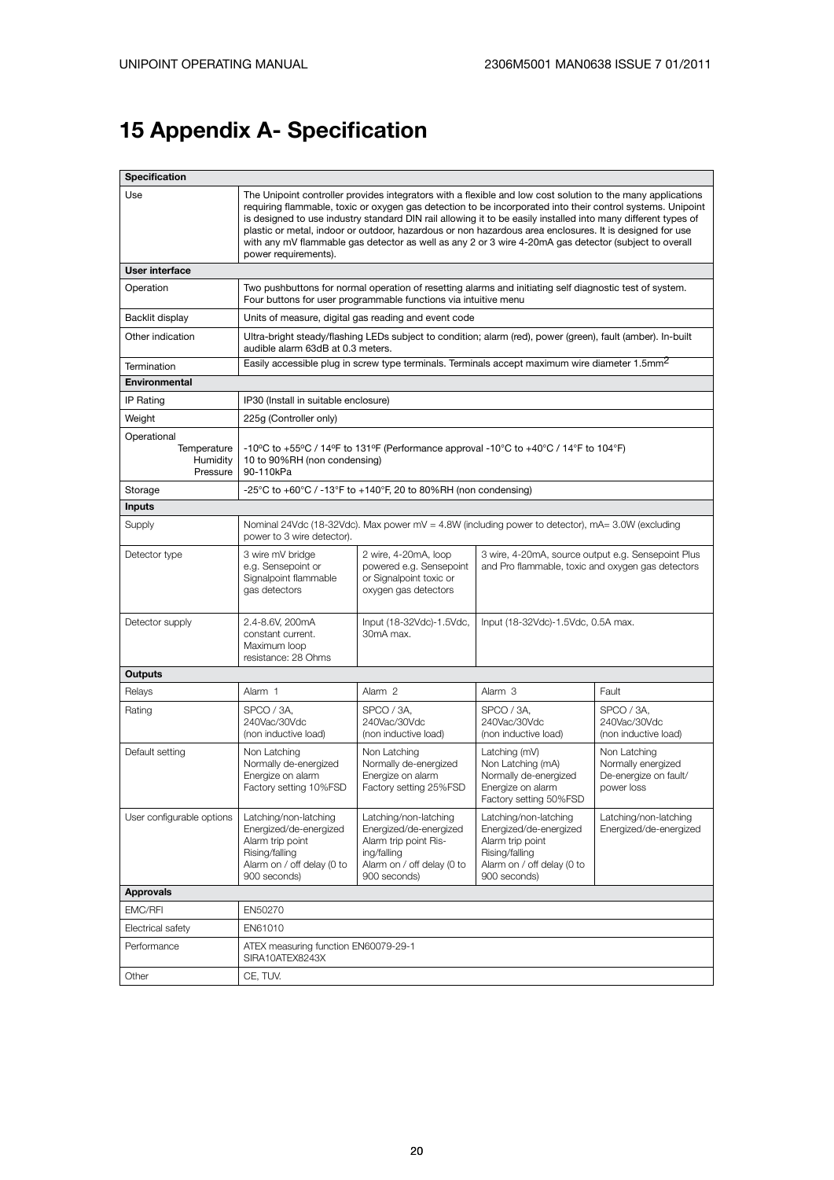# 15 Appendix A- Specification

| Specification | | | | |
|---|---|---|---|---|
| Use | The Unipoint controller provides integrators with a flexible and low cost solution to the many applications requiring flammable, toxic or oxygen gas detection to be incorporated into their control systems. Unipoint is designed to use industry standard DIN rail allowing it to be easily installed into many different types of plastic or metal, indoor or outdoor, hazardous or non hazardous area enclosures. It is designed for use with any mV flammable gas detector as well as any 2 or 3 wire 4-20mA gas detector (subject to overall power requirements). | | | |
| **User interface** | | | | |
| Operation | Two pushbuttons for normal operation of resetting alarms and initiating self diagnostic test of system. Four buttons for user programmable functions via intuitive menu | | | |
| Backlit display | Units of measure, digital gas reading and event code | | | |
| Other indication | Ultra-bright steady/flashing LEDs subject to condition; alarm (red), power (green), fault (amber). In-built audible alarm 63dB at 0.3 meters. | | | |
| Termination | Easily accessible plug in screw type terminals. Terminals accept maximum wire diameter 1.5mm$^2$ | | | |
| **Environmental** | | | | |
| IP Rating | IP30 (Install in suitable enclosure) | | | |
| Weight | 225g (Controller only) | | | |
| Operational<br>Temperature<br>Humidity<br>Pressure | -10ºC to +55ºC / 14ºF to 131ºF (Performance approval -10°C to +40°C / 14°F to 104°F)<br>10 to 90%RH (non condensing)<br>90-110kPa | | | |
| Storage | -25°C to +60°C / -13°F to +140°F, 20 to 80%RH (non condensing) | | | |
| **Inputs** | | | | |
| Supply | Nominal 24Vdc (18-32Vdc). Max power mV = 4.8W (including power to detector), mA= 3.0W (excluding power to 3 wire detector). | | | |
| Detector type | 3 wire mV bridge e.g. Sensepoint or Signalpoint flammable gas detectors | 2 wire, 4-20mA, loop powered e.g. Sensepoint or Signalpoint toxic or oxygen gas detectors | 3 wire, 4-20mA, source output e.g. Sensepoint Plus and Pro flammable, toxic and oxygen gas detectors | |
| Detector supply | 2.4-8.6V, 200mA constant current. Maximum loop resistance: 28 Ohms | Input (18-32Vdc)-1.5Vdc, 30mA max. | Input (18-32Vdc)-1.5Vdc, 0.5A max. | |
| **Outputs** | | | | |
| Relays | Alarm 1 | Alarm 2 | Alarm 3 | Fault |
| Rating | SPCO / 3A, 240Vac/30Vdc (non inductive load) | SPCO / 3A, 240Vac/30Vdc (non inductive load) | SPCO / 3A, 240Vac/30Vdc (non inductive load) | SPCO / 3A, 240Vac/30Vdc (non inductive load) |
| Default setting | Non Latching<br>Normally de-energized<br>Energize on alarm<br>Factory setting 10%FSD | Non Latching<br>Normally de-energized<br>Energize on alarm<br>Factory setting 25%FSD | Latching (mV)<br>Non Latching (mA)<br>Normally de-energized<br>Energize on alarm<br>Factory setting 50%FSD | Non Latching<br>Normally energized<br>De-energize on fault/power loss |
| User configurable options | Latching/non-latching<br>Energized/de-energized<br>Alarm trip point<br>Rising/falling<br>Alarm on / off delay (0 to 900 seconds) | Latching/non-latching<br>Energized/de-energized<br>Alarm trip point Rising/falling<br>Alarm on / off delay (0 to 900 seconds) | Latching/non-latching<br>Energized/de-energized<br>Alarm trip point<br>Rising/falling<br>Alarm on / off delay (0 to 900 seconds) | Latching/non-latching<br>Energized/de-energized |
| **Approvals** | | | | |
| EMC/RFI | EN50270 | | | |
| Electrical safety | EN61010 | | | |
| Performance | ATEX measuring function EN60079-29-1<br>SIRA10ATEX8243X | | | |
| Other | CE, TUV. | | | |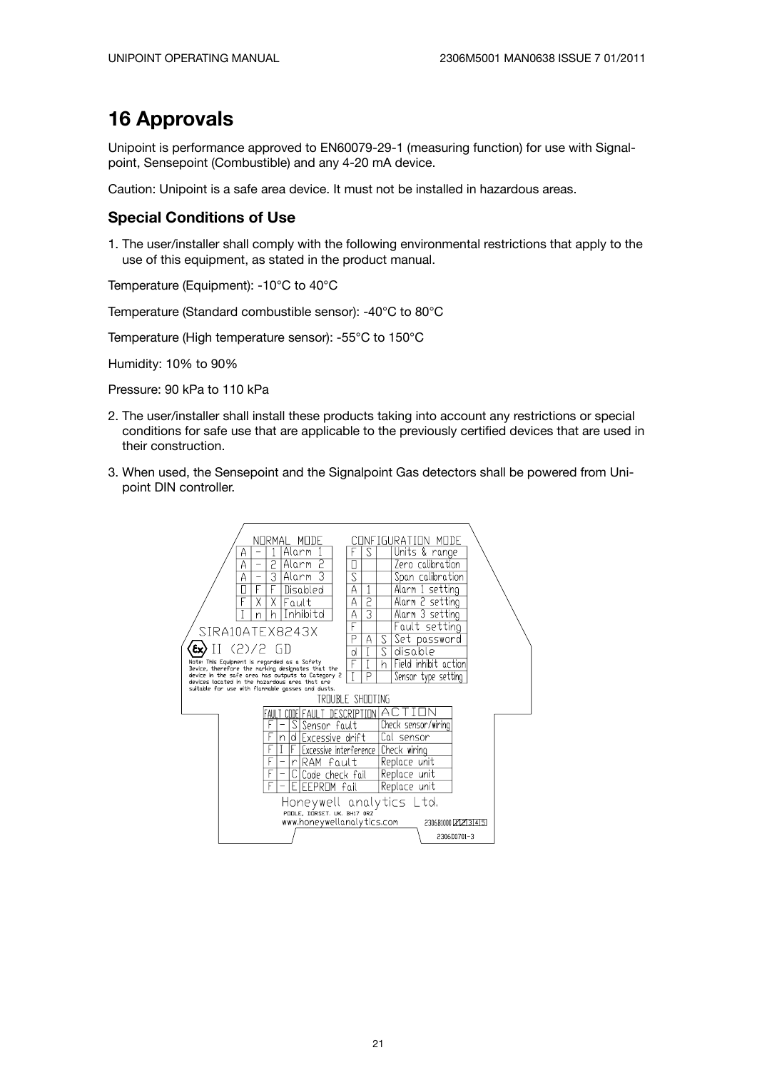# 16 Approvals

Unipoint is performance approved to EN60079-29-1 (measuring function) for use with Signal-point, Sensepoint (Combustible) and any 4-20 mA device.

Caution: Unipoint is a safe area device. It must not be installed in hazardous areas.

## Special Conditions of Use

1. The user/installer shall comply with the following environmental restrictions that apply to the use of this equipment, as stated in the product manual.

Temperature (Equipment): -10°C to 40°C

Temperature (Standard combustible sensor): -40°C to 80°C

Temperature (High temperature sensor): -55°C to 150°C

Humidity: 10% to 90%

Pressure: 90 kPa to 110 kPa

2. The user/installer shall install these products taking into account any restrictions or special conditions for safe use that are applicable to the previously certified devices that are used in their construction.

3. When used, the Sensepoint and the Signalpoint Gas detectors shall be powered from Uni-point DIN controller.

NORMAL MODE

| | | | |
|---|---|---|---|
| A | - | 1 | Alarm 1 |
| A | - | 2 | Alarm 2 |
| A | - | 3 | Alarm 3 |
| O | F | F | Disabled |
| F | X | X | Fault |
| I | n | h | Inhibitd |

CONFIGURATION MODE

| | | | |
|---|---|---|---|
| F | S | | Units & range |
| O | | | Zero calibration |
| S | | | Span calibration |
| A | 1 | | Alarm 1 setting |
| A | 2 | | Alarm 2 setting |
| A | 3 | | Alarm 3 setting |
| F | | | Fault setting |
| P | A | S | Set password |
| d | I | S | disable |
| F | I | h | Field inhibit action |
| I | P | | Sensor type setting |

SIRA10ATEX8243X

II (2)/2 GD

Note: This Equipment is regarded as a Safety Device, therefore the marking designates that the device in the safe area has outputs to Category 2 devices located in the hazardous area that are suitable for use with flammable gasses and dusts.

TROUBLE SHOOTING

| FAULT CODE | | | FAULT DESCRIPTION | ACTION |
|---|---|---|---|---|
| F | - | S | Sensor fault | Check sensor/wiring |
| F | n | d | Excessive drift | Cal sensor |
| F | I | F | Excessive interference | Check wiring |
| F | - | r | RAM fault | Replace unit |
| F | - | C | Code check fail | Replace unit |
| F | - | E | EEPROM fail | Replace unit |

Honeywell analytics Ltd.
POOLE, DORSET. UK. BH17 0RZ
www.honeywellanalytics.com

2306B1000 1 2 3 4 5

2306D0701-3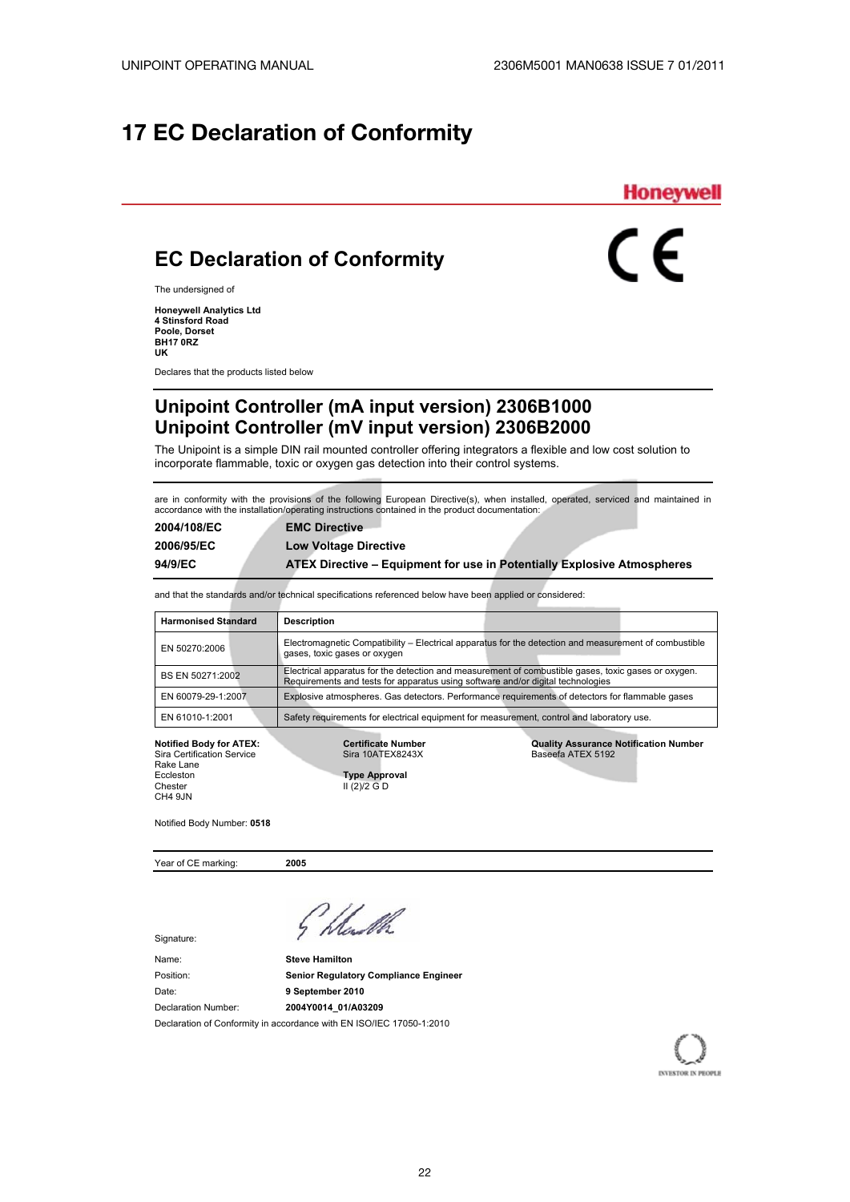# 17 EC Declaration of Conformity

Honeywell

## EC Declaration of Conformity

The undersigned of

**Honeywell Analytics Ltd**
**4 Stinsford Road**
**Poole, Dorset**
**BH17 0RZ**
**UK**

Declares that the products listed below

## Unipoint Controller (mA input version) 2306B1000
## Unipoint Controller (mV input version) 2306B2000

The Unipoint is a simple DIN rail mounted controller offering integrators a flexible and low cost solution to incorporate flammable, toxic or oxygen gas detection into their control systems.

are in conformity with the provisions of the following European Directive(s), when installed, operated, serviced and maintained in accordance with the installation/operating instructions contained in the product documentation:

| | |
|---|---|
| **2004/108/EC** | **EMC Directive** |
| **2006/95/EC** | **Low Voltage Directive** |
| **94/9/EC** | **ATEX Directive – Equipment for use in Potentially Explosive Atmospheres** |

and that the standards and/or technical specifications referenced below have been applied or considered:

| Harmonised Standard | Description |
|---|---|
| EN 50270:2006 | Electromagnetic Compatibility – Electrical apparatus for the detection and measurement of combustible gases, toxic gases or oxygen |
| BS EN 50271:2002 | Electrical apparatus for the detection and measurement of combustible gases, toxic gases or oxygen. Requirements and tests for apparatus using software and/or digital technologies |
| EN 60079-29-1:2007 | Explosive atmospheres. Gas detectors. Performance requirements of detectors for flammable gases |
| EN 61010-1:2001 | Safety requirements for electrical equipment for measurement, control and laboratory use. |

**Notified Body for ATEX:**
Sira Certification Service
Rake Lane
Eccleston
Chester
CH4 9JN

**Certificate Number**
Sira 10ATEX8243X

**Type Approval**
II (2)/2 G D

**Quality Assurance Notification Number**
Baseefa ATEX 5192

Notified Body Number: **0518**

Year of CE marking: **2005**

Signature:

Name: **Steve Hamilton**
Position: **Senior Regulatory Compliance Engineer**
Date: **9 September 2010**
Declaration Number: **2004Y0014_01/A03209**

Declaration of Conformity in accordance with EN ISO/IEC 17050-1:2010

INVESTOR IN PEOPLE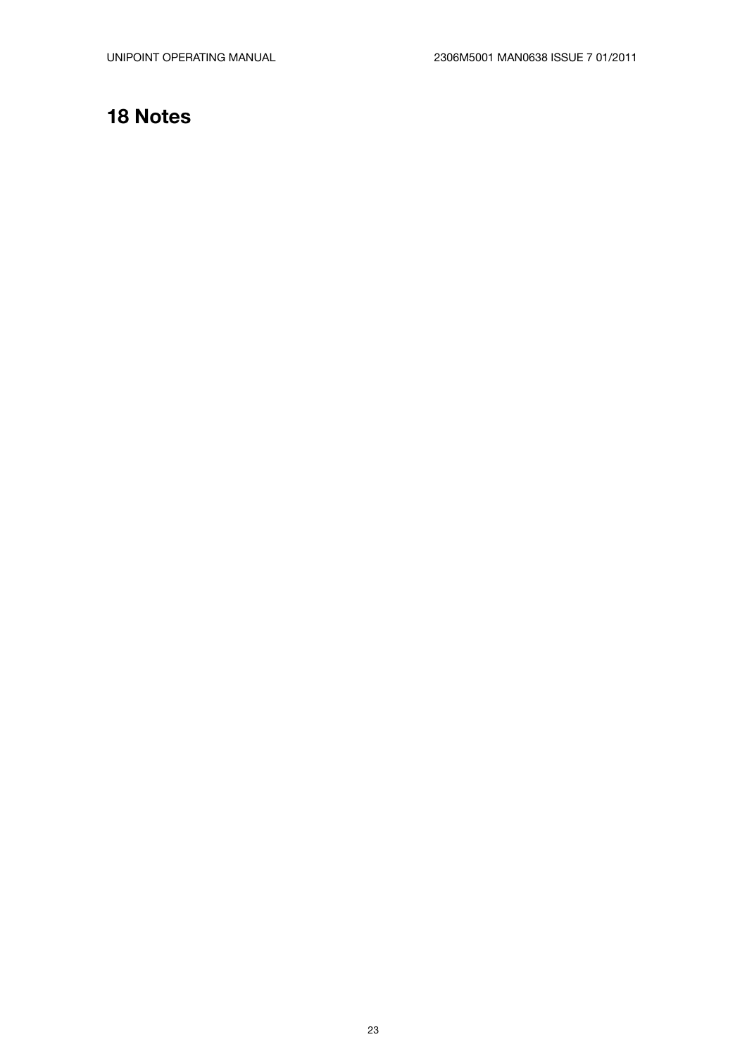# 18 Notes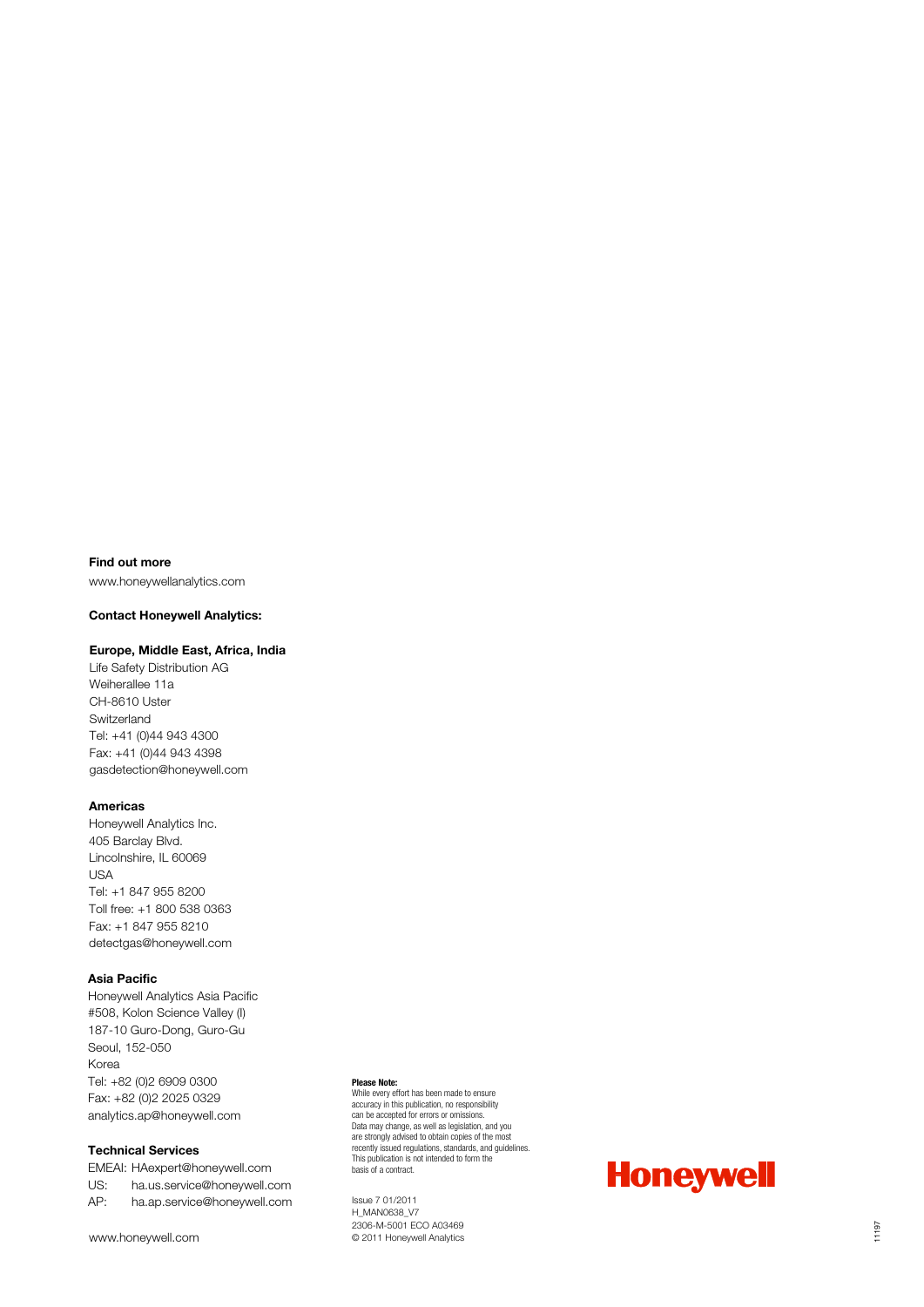**Find out more**

www.honeywellanalytics.com

**Contact Honeywell Analytics:**

**Europe, Middle East, Africa, India**

Life Safety Distribution AG
Weiherallee 11a
CH-8610 Uster
Switzerland
Tel: +41 (0)44 943 4300
Fax: +41 (0)44 943 4398
gasdetection@honeywell.com

**Americas**

Honeywell Analytics Inc.
405 Barclay Blvd.
Lincolnshire, IL 60069
USA
Tel: +1 847 955 8200
Toll free: +1 800 538 0363
Fax: +1 847 955 8210
detectgas@honeywell.com

**Asia Pacific**

Honeywell Analytics Asia Pacific
#508, Kolon Science Valley (I)
187-10 Guro-Dong, Guro-Gu
Seoul, 152-050
Korea
Tel: +82 (0)2 6909 0300
Fax: +82 (0)2 2025 0329
analytics.ap@honeywell.com

**Technical Services**

EMEAI: HAexpert@honeywell.com
US: ha.us.service@honeywell.com
AP: ha.ap.service@honeywell.com

www.honeywell.com

**Please Note:**
While every effort has been made to ensure accuracy in this publication, no responsibility can be accepted for errors or omissions. Data may change, as well as legislation, and you are strongly advised to obtain copies of the most recently issued regulations, standards, and guidelines. This publication is not intended to form the basis of a contract.

Issue 7 01/2011
H_MAN0638_V7
2306-M-5001 ECO A03469
© 2011 Honeywell Analytics

**Honeywell**

11197